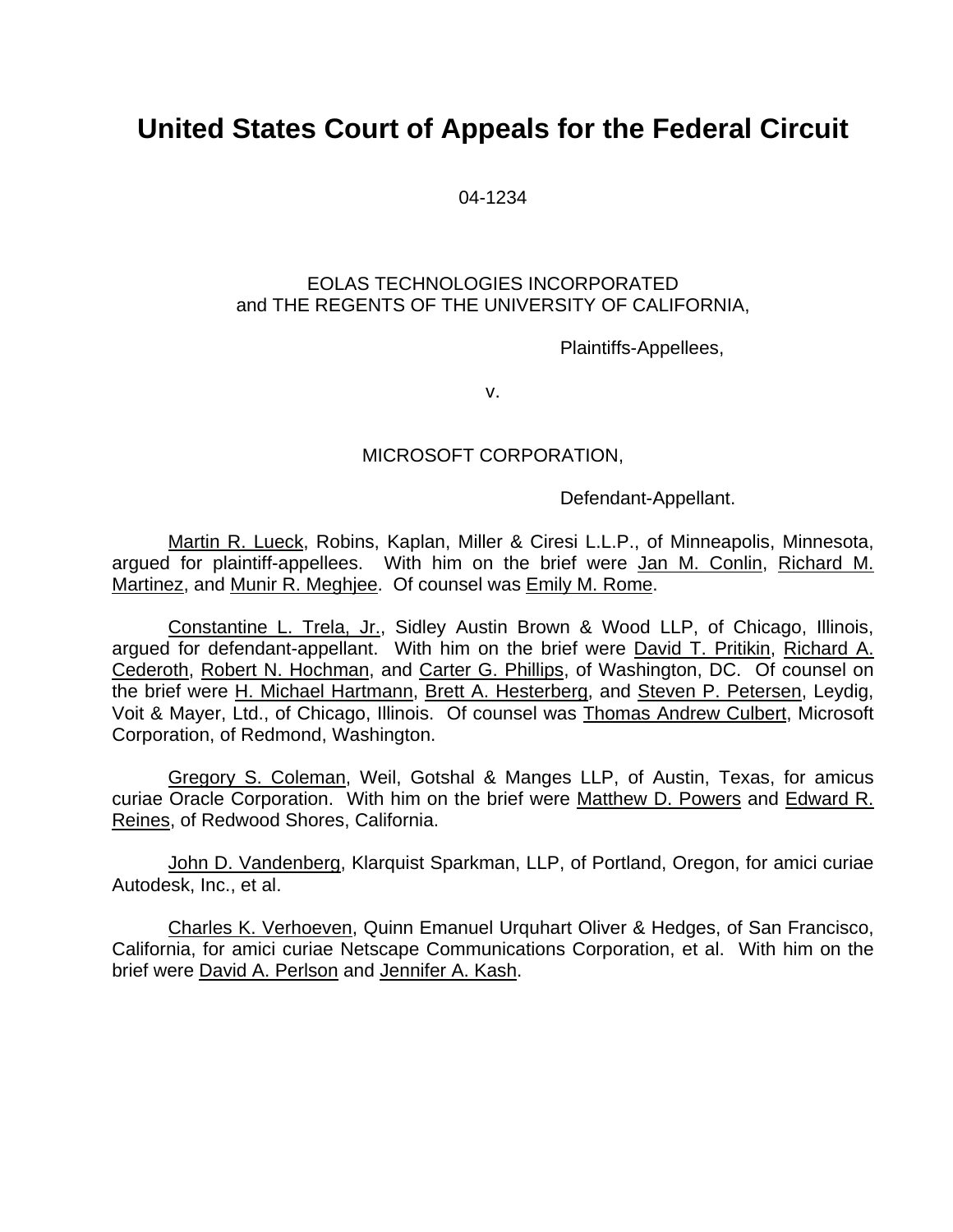# United States Court of Appeals for the Federal Circuit

04-1234

EOLAS TECHNOLOGIES INCORPORATED
and THE REGENTS OF THE UNIVERSITY OF CALIFORNIA,

Plaintiffs-Appellees,

v.

MICROSOFT CORPORATION,

Defendant-Appellant.

Martin R. Lueck, Robins, Kaplan, Miller & Ciresi L.L.P., of Minneapolis, Minnesota, argued for plaintiff-appellees. With him on the brief were Jan M. Conlin, Richard M. Martinez, and Munir R. Meghjee. Of counsel was Emily M. Rome.

Constantine L. Trela, Jr., Sidley Austin Brown & Wood LLP, of Chicago, Illinois, argued for defendant-appellant. With him on the brief were David T. Pritikin, Richard A. Cederoth, Robert N. Hochman, and Carter G. Phillips, of Washington, DC. Of counsel on the brief were H. Michael Hartmann, Brett A. Hesterberg, and Steven P. Petersen, Leydig, Voit & Mayer, Ltd., of Chicago, Illinois. Of counsel was Thomas Andrew Culbert, Microsoft Corporation, of Redmond, Washington.

Gregory S. Coleman, Weil, Gotshal & Manges LLP, of Austin, Texas, for amicus curiae Oracle Corporation. With him on the brief were Matthew D. Powers and Edward R. Reines, of Redwood Shores, California.

John D. Vandenberg, Klarquist Sparkman, LLP, of Portland, Oregon, for amici curiae Autodesk, Inc., et al.

Charles K. Verhoeven, Quinn Emanuel Urquhart Oliver & Hedges, of San Francisco, California, for amici curiae Netscape Communications Corporation, et al. With him on the brief were David A. Perlson and Jennifer A. Kash.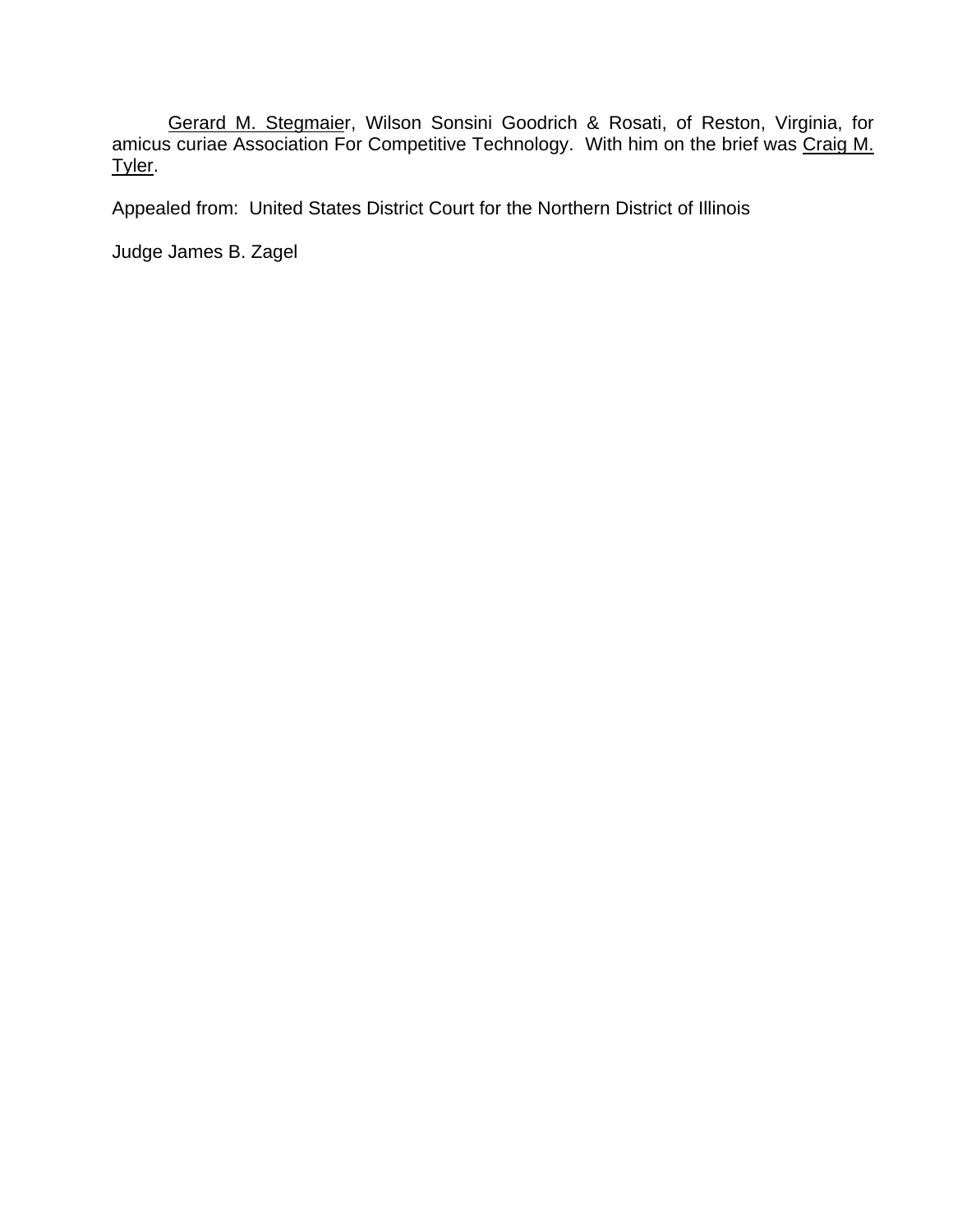Gerard M. Stegmaier, Wilson Sonsini Goodrich & Rosati, of Reston, Virginia, for amicus curiae Association For Competitive Technology. With him on the brief was Craig M. Tyler.

Appealed from: United States District Court for the Northern District of Illinois

Judge James B. Zagel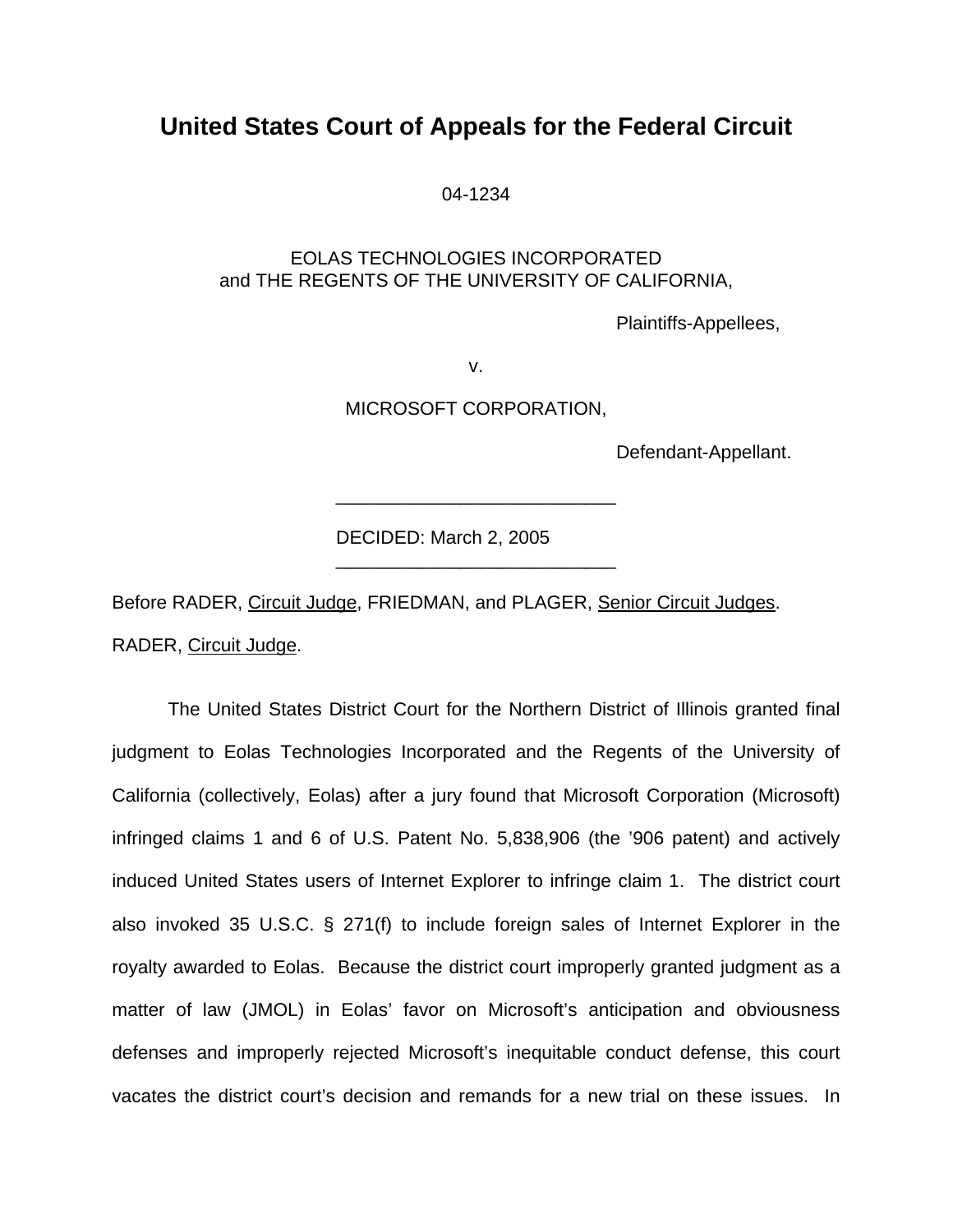# United States Court of Appeals for the Federal Circuit

04-1234

EOLAS TECHNOLOGIES INCORPORATED
and THE REGENTS OF THE UNIVERSITY OF CALIFORNIA,

Plaintiffs-Appellees,

v.

MICROSOFT CORPORATION,

Defendant-Appellant.

---

DECIDED: March 2, 2005

---

Before RADER, Circuit Judge, FRIEDMAN, and PLAGER, Senior Circuit Judges.

RADER, Circuit Judge.

The United States District Court for the Northern District of Illinois granted final judgment to Eolas Technologies Incorporated and the Regents of the University of California (collectively, Eolas) after a jury found that Microsoft Corporation (Microsoft) infringed claims 1 and 6 of U.S. Patent No. 5,838,906 (the '906 patent) and actively induced United States users of Internet Explorer to infringe claim 1. The district court also invoked 35 U.S.C. § 271(f) to include foreign sales of Internet Explorer in the royalty awarded to Eolas. Because the district court improperly granted judgment as a matter of law (JMOL) in Eolas' favor on Microsoft's anticipation and obviousness defenses and improperly rejected Microsoft's inequitable conduct defense, this court vacates the district court's decision and remands for a new trial on these issues. In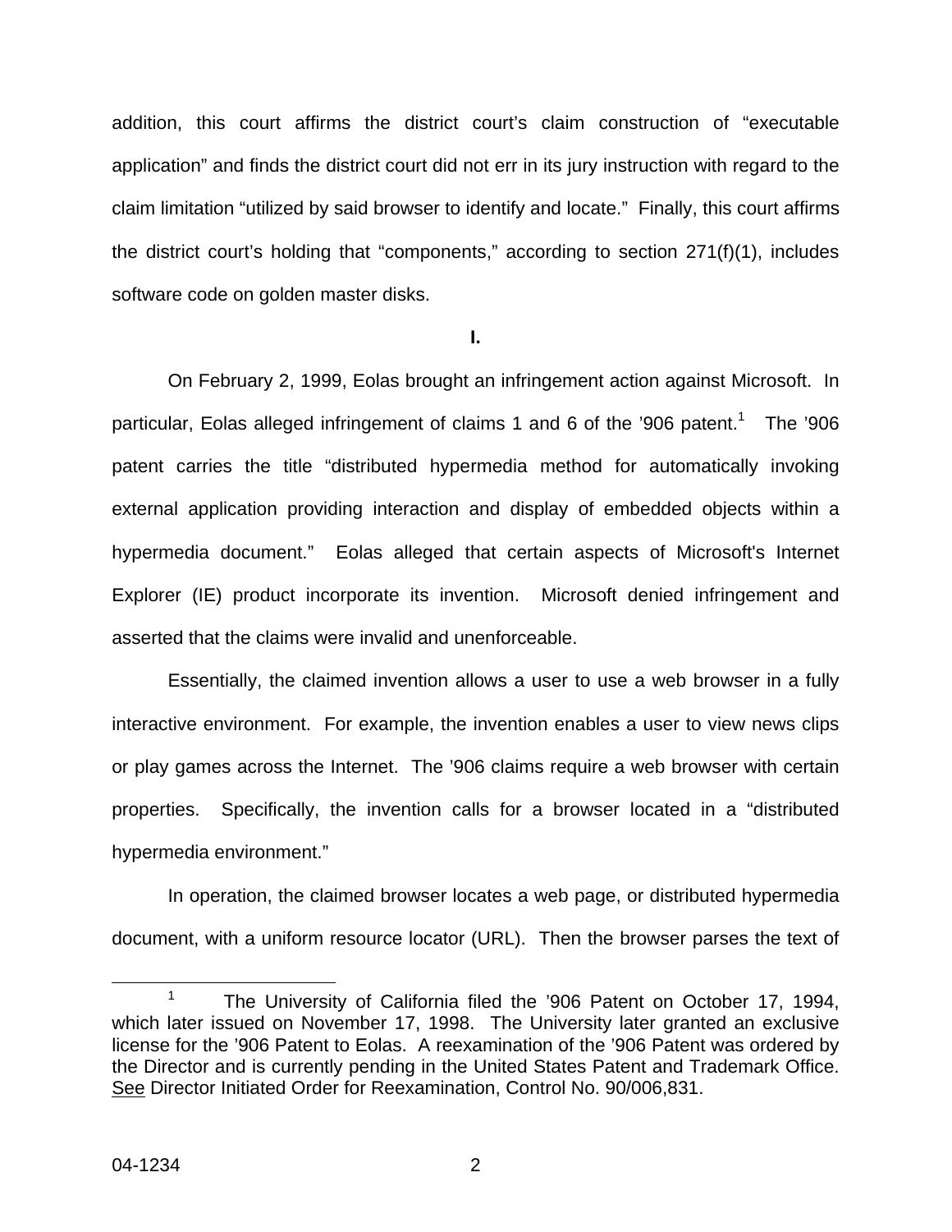addition, this court affirms the district court's claim construction of "executable application" and finds the district court did not err in its jury instruction with regard to the claim limitation "utilized by said browser to identify and locate." Finally, this court affirms the district court's holding that "components," according to section 271(f)(1), includes software code on golden master disks.

**I.**

On February 2, 1999, Eolas brought an infringement action against Microsoft. In particular, Eolas alleged infringement of claims 1 and 6 of the '906 patent.[1] The '906 patent carries the title "distributed hypermedia method for automatically invoking external application providing interaction and display of embedded objects within a hypermedia document." Eolas alleged that certain aspects of Microsoft's Internet Explorer (IE) product incorporate its invention. Microsoft denied infringement and asserted that the claims were invalid and unenforceable.

Essentially, the claimed invention allows a user to use a web browser in a fully interactive environment. For example, the invention enables a user to view news clips or play games across the Internet. The '906 claims require a web browser with certain properties. Specifically, the invention calls for a browser located in a "distributed hypermedia environment."

In operation, the claimed browser locates a web page, or distributed hypermedia document, with a uniform resource locator (URL). Then the browser parses the text of

[1] The University of California filed the '906 Patent on October 17, 1994, which later issued on November 17, 1998. The University later granted an exclusive license for the '906 Patent to Eolas. A reexamination of the '906 Patent was ordered by the Director and is currently pending in the United States Patent and Trademark Office. See Director Initiated Order for Reexamination, Control No. 90/006,831.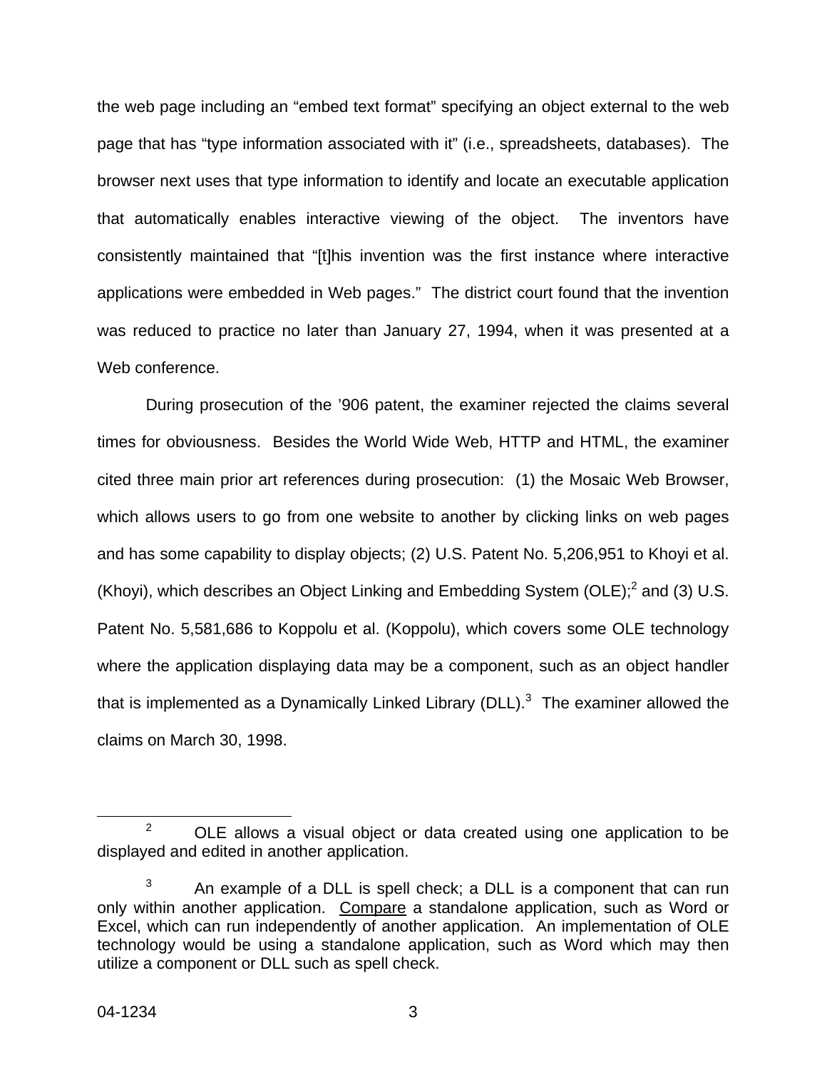the web page including an "embed text format" specifying an object external to the web page that has "type information associated with it" (i.e., spreadsheets, databases). The browser next uses that type information to identify and locate an executable application that automatically enables interactive viewing of the object. The inventors have consistently maintained that "[t]his invention was the first instance where interactive applications were embedded in Web pages." The district court found that the invention was reduced to practice no later than January 27, 1994, when it was presented at a Web conference.

During prosecution of the '906 patent, the examiner rejected the claims several times for obviousness. Besides the World Wide Web, HTTP and HTML, the examiner cited three main prior art references during prosecution: (1) the Mosaic Web Browser, which allows users to go from one website to another by clicking links on web pages and has some capability to display objects; (2) U.S. Patent No. 5,206,951 to Khoyi et al. (Khoyi), which describes an Object Linking and Embedding System (OLE);[2] and (3) U.S. Patent No. 5,581,686 to Koppolu et al. (Koppolu), which covers some OLE technology where the application displaying data may be a component, such as an object handler that is implemented as a Dynamically Linked Library (DLL).[3] The examiner allowed the claims on March 30, 1998.

---

[2] OLE allows a visual object or data created using one application to be displayed and edited in another application.

[3] An example of a DLL is spell check; a DLL is a component that can run only within another application. Compare a standalone application, such as Word or Excel, which can run independently of another application. An implementation of OLE technology would be using a standalone application, such as Word which may then utilize a component or DLL such as spell check.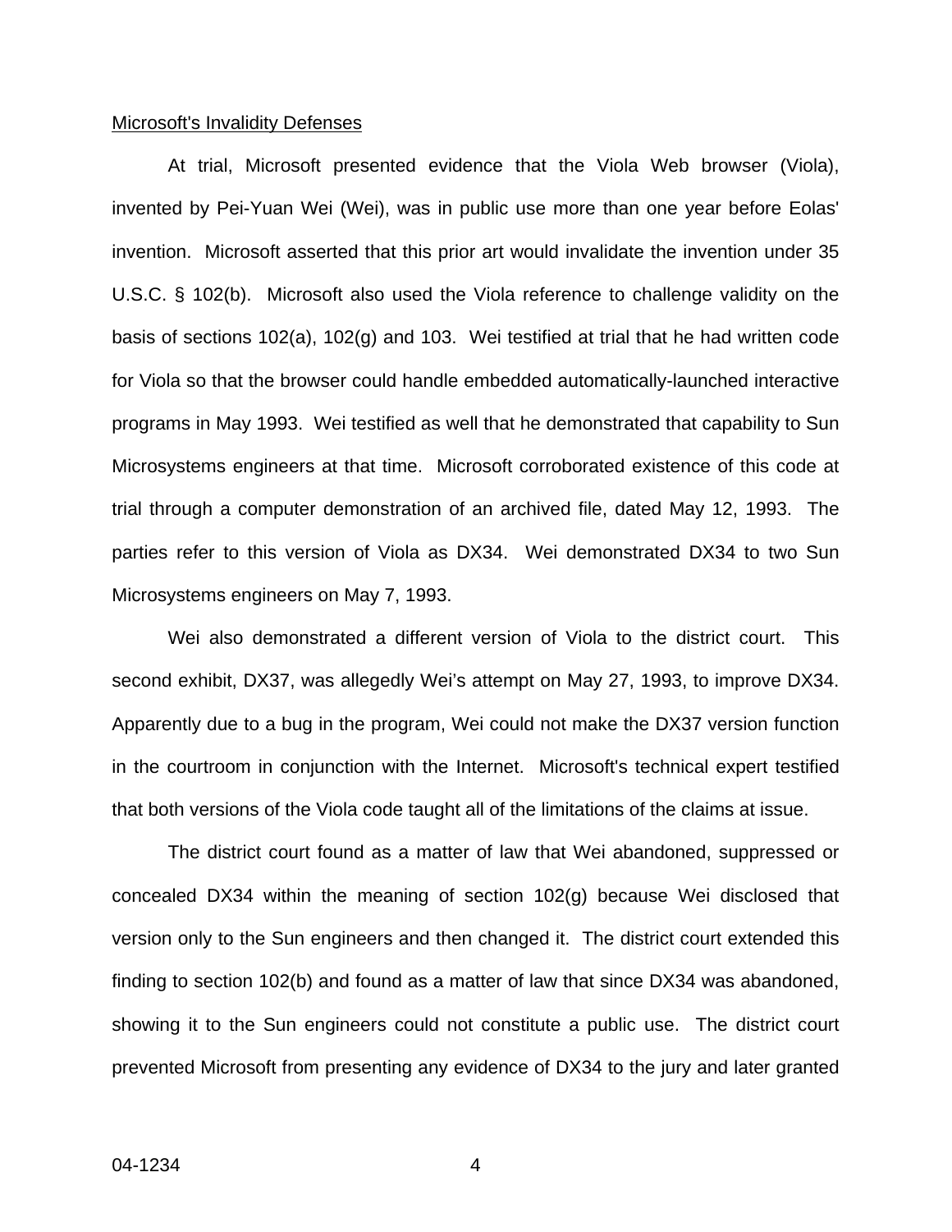Microsoft's Invalidity Defenses

At trial, Microsoft presented evidence that the Viola Web browser (Viola), invented by Pei-Yuan Wei (Wei), was in public use more than one year before Eolas' invention. Microsoft asserted that this prior art would invalidate the invention under 35 U.S.C. § 102(b). Microsoft also used the Viola reference to challenge validity on the basis of sections 102(a), 102(g) and 103. Wei testified at trial that he had written code for Viola so that the browser could handle embedded automatically-launched interactive programs in May 1993. Wei testified as well that he demonstrated that capability to Sun Microsystems engineers at that time. Microsoft corroborated existence of this code at trial through a computer demonstration of an archived file, dated May 12, 1993. The parties refer to this version of Viola as DX34. Wei demonstrated DX34 to two Sun Microsystems engineers on May 7, 1993.

Wei also demonstrated a different version of Viola to the district court. This second exhibit, DX37, was allegedly Wei's attempt on May 27, 1993, to improve DX34. Apparently due to a bug in the program, Wei could not make the DX37 version function in the courtroom in conjunction with the Internet. Microsoft's technical expert testified that both versions of the Viola code taught all of the limitations of the claims at issue.

The district court found as a matter of law that Wei abandoned, suppressed or concealed DX34 within the meaning of section 102(g) because Wei disclosed that version only to the Sun engineers and then changed it. The district court extended this finding to section 102(b) and found as a matter of law that since DX34 was abandoned, showing it to the Sun engineers could not constitute a public use. The district court prevented Microsoft from presenting any evidence of DX34 to the jury and later granted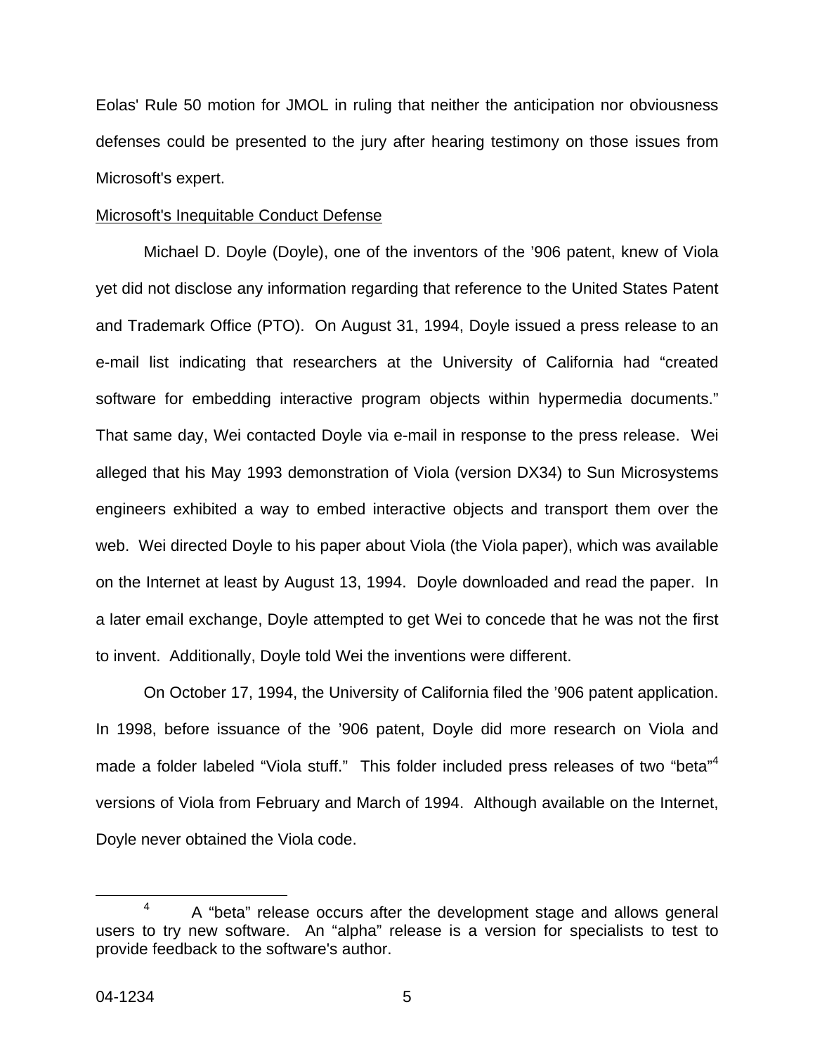Eolas' Rule 50 motion for JMOL in ruling that neither the anticipation nor obviousness defenses could be presented to the jury after hearing testimony on those issues from Microsoft's expert.

Microsoft's Inequitable Conduct Defense

Michael D. Doyle (Doyle), one of the inventors of the ’906 patent, knew of Viola yet did not disclose any information regarding that reference to the United States Patent and Trademark Office (PTO). On August 31, 1994, Doyle issued a press release to an e-mail list indicating that researchers at the University of California had “created software for embedding interactive program objects within hypermedia documents.” That same day, Wei contacted Doyle via e-mail in response to the press release. Wei alleged that his May 1993 demonstration of Viola (version DX34) to Sun Microsystems engineers exhibited a way to embed interactive objects and transport them over the web. Wei directed Doyle to his paper about Viola (the Viola paper), which was available on the Internet at least by August 13, 1994. Doyle downloaded and read the paper. In a later email exchange, Doyle attempted to get Wei to concede that he was not the first to invent. Additionally, Doyle told Wei the inventions were different.

On October 17, 1994, the University of California filed the ’906 patent application. In 1998, before issuance of the ’906 patent, Doyle did more research on Viola and made a folder labeled “Viola stuff.” This folder included press releases of two “beta”[4] versions of Viola from February and March of 1994. Although available on the Internet, Doyle never obtained the Viola code.

---

[4] A “beta” release occurs after the development stage and allows general users to try new software. An “alpha” release is a version for specialists to test to provide feedback to the software's author.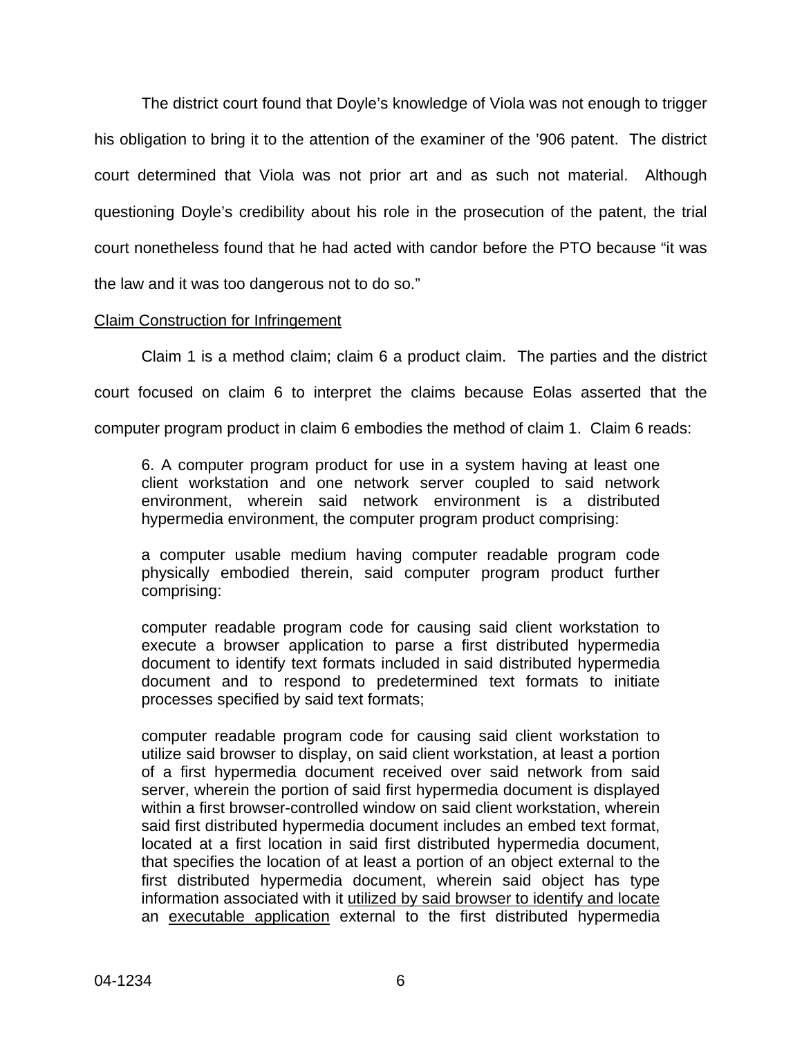The district court found that Doyle's knowledge of Viola was not enough to trigger his obligation to bring it to the attention of the examiner of the '906 patent. The district court determined that Viola was not prior art and as such not material. Although questioning Doyle's credibility about his role in the prosecution of the patent, the trial court nonetheless found that he had acted with candor before the PTO because "it was the law and it was too dangerous not to do so."

<u>Claim Construction for Infringement</u>

Claim 1 is a method claim; claim 6 a product claim. The parties and the district court focused on claim 6 to interpret the claims because Eolas asserted that the computer program product in claim 6 embodies the method of claim 1. Claim 6 reads:

> 6. A computer program product for use in a system having at least one client workstation and one network server coupled to said network environment, wherein said network environment is a distributed hypermedia environment, the computer program product comprising:
>
> a computer usable medium having computer readable program code physically embodied therein, said computer program product further comprising:
>
> computer readable program code for causing said client workstation to execute a browser application to parse a first distributed hypermedia document to identify text formats included in said distributed hypermedia document and to respond to predetermined text formats to initiate processes specified by said text formats;
>
> computer readable program code for causing said client workstation to utilize said browser to display, on said client workstation, at least a portion of a first hypermedia document received over said network from said server, wherein the portion of said first hypermedia document is displayed within a first browser-controlled window on said client workstation, wherein said first distributed hypermedia document includes an embed text format, located at a first location in said first distributed hypermedia document, that specifies the location of at least a portion of an object external to the first distributed hypermedia document, wherein said object has type information associated with it <u>utilized by said browser to identify and locate</u> an <u>executable application</u> external to the first distributed hypermedia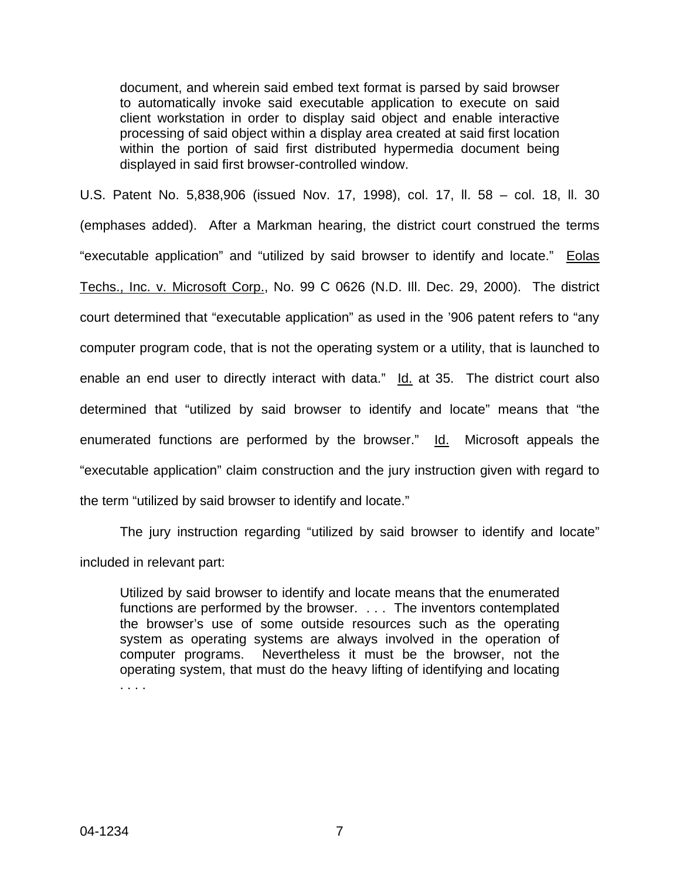> document, and wherein said embed text format is parsed by said browser to automatically invoke said executable application to execute on said client workstation in order to display said object and enable interactive processing of said object within a display area created at said first location within the portion of said first distributed hypermedia document being displayed in said first browser-controlled window.

U.S. Patent No. 5,838,906 (issued Nov. 17, 1998), col. 17, ll. 58 – col. 18, ll. 30 (emphases added). After a Markman hearing, the district court construed the terms "executable application" and "utilized by said browser to identify and locate." Eolas Techs., Inc. v. Microsoft Corp., No. 99 C 0626 (N.D. Ill. Dec. 29, 2000). The district court determined that "executable application" as used in the '906 patent refers to "any computer program code, that is not the operating system or a utility, that is launched to enable an end user to directly interact with data." Id. at 35. The district court also determined that "utilized by said browser to identify and locate" means that "the enumerated functions are performed by the browser." Id. Microsoft appeals the "executable application" claim construction and the jury instruction given with regard to the term "utilized by said browser to identify and locate."

The jury instruction regarding "utilized by said browser to identify and locate" included in relevant part:

> Utilized by said browser to identify and locate means that the enumerated functions are performed by the browser. . . . The inventors contemplated the browser's use of some outside resources such as the operating system as operating systems are always involved in the operation of computer programs. Nevertheless it must be the browser, not the operating system, that must do the heavy lifting of identifying and locating . . . .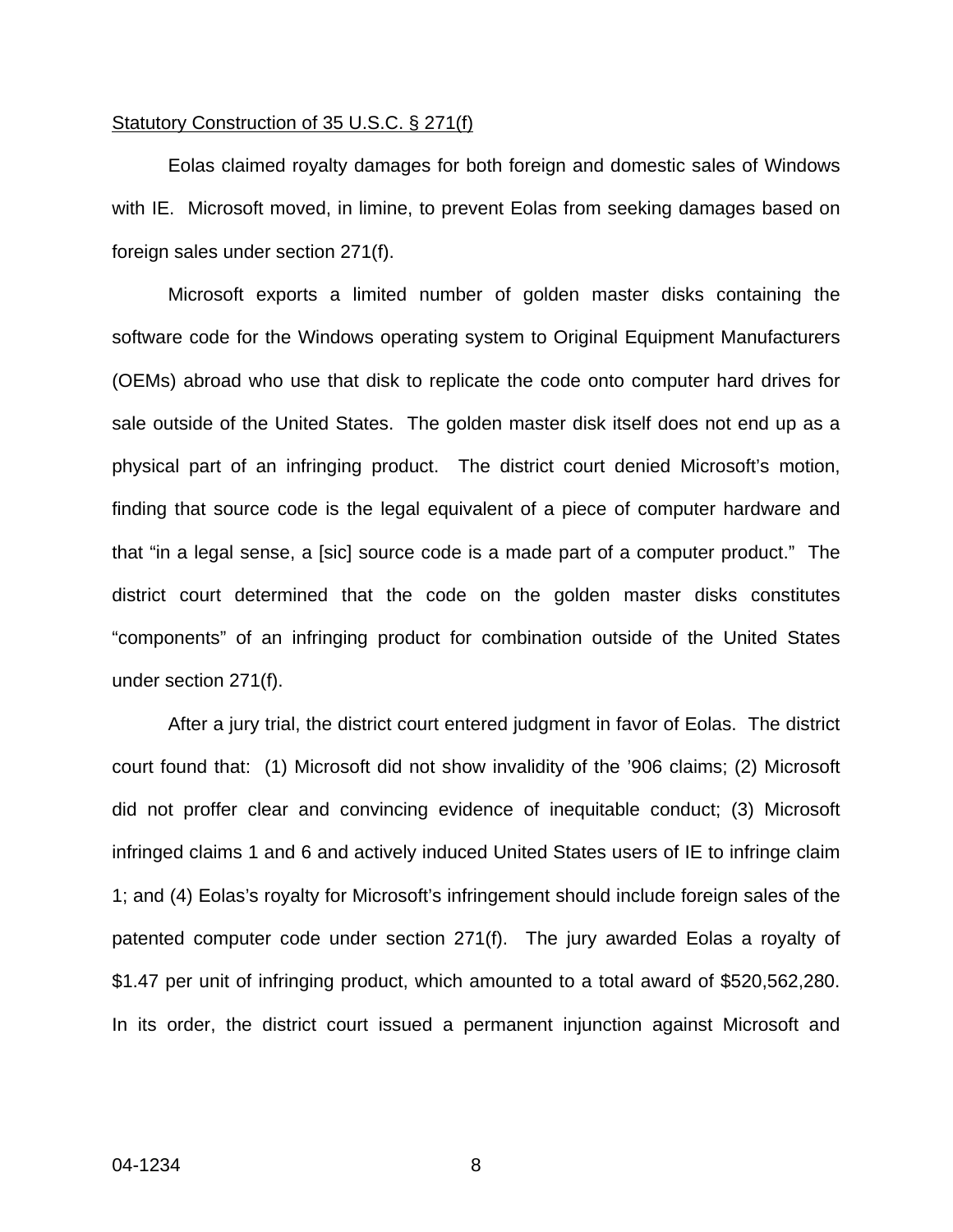Statute Construction of 35 U.S.C. § 271(f)

Eolas claimed royalty damages for both foreign and domestic sales of Windows with IE. Microsoft moved, in limine, to prevent Eolas from seeking damages based on foreign sales under section 271(f).

Microsoft exports a limited number of golden master disks containing the software code for the Windows operating system to Original Equipment Manufacturers (OEMs) abroad who use that disk to replicate the code onto computer hard drives for sale outside of the United States. The golden master disk itself does not end up as a physical part of an infringing product. The district court denied Microsoft's motion, finding that source code is the legal equivalent of a piece of computer hardware and that "in a legal sense, a [sic] source code is a made part of a computer product." The district court determined that the code on the golden master disks constitutes "components" of an infringing product for combination outside of the United States under section 271(f).

After a jury trial, the district court entered judgment in favor of Eolas. The district court found that: (1) Microsoft did not show invalidity of the '906 claims; (2) Microsoft did not proffer clear and convincing evidence of inequitable conduct; (3) Microsoft infringed claims 1 and 6 and actively induced United States users of IE to infringe claim 1; and (4) Eolas's royalty for Microsoft's infringement should include foreign sales of the patented computer code under section 271(f). The jury awarded Eolas a royalty of $1.47 per unit of infringing product, which amounted to a total award of $520,562,280. In its order, the district court issued a permanent injunction against Microsoft and

Statutory Construction of 35 U.S.C. § 271(f)

Eolas claimed royalty damages for both foreign and domestic sales of Windows with IE. Microsoft moved, in limine, to prevent Eolas from seeking damages based on foreign sales under section 271(f).

Microsoft exports a limited number of golden master disks containing the software code for the Windows operating system to Original Equipment Manufacturers (OEMs) abroad who use that disk to replicate the code onto computer hard drives for sale outside of the United States. The golden master disk itself does not end up as a physical part of an infringing product. The district court denied Microsoft's motion, finding that source code is the legal equivalent of a piece of computer hardware and that "in a legal sense, a [sic] source code is a made part of a computer product." The district court determined that the code on the golden master disks constitutes "components" of an infringing product for combination outside of the United States under section 271(f).

After a jury trial, the district court entered judgment in favor of Eolas. The district court found that: (1) Microsoft did not show invalidity of the '906 claims; (2) Microsoft did not proffer clear and convincing evidence of inequitable conduct; (3) Microsoft infringed claims 1 and 6 and actively induced United States users of IE to infringe claim 1; and (4) Eolas's royalty for Microsoft's infringement should include foreign sales of the patented computer code under section 271(f). The jury awarded Eolas a royalty of $1.47 per unit of infringing product, which amounted to a total award of $520,562,280. In its order, the district court issued a permanent injunction against Microsoft and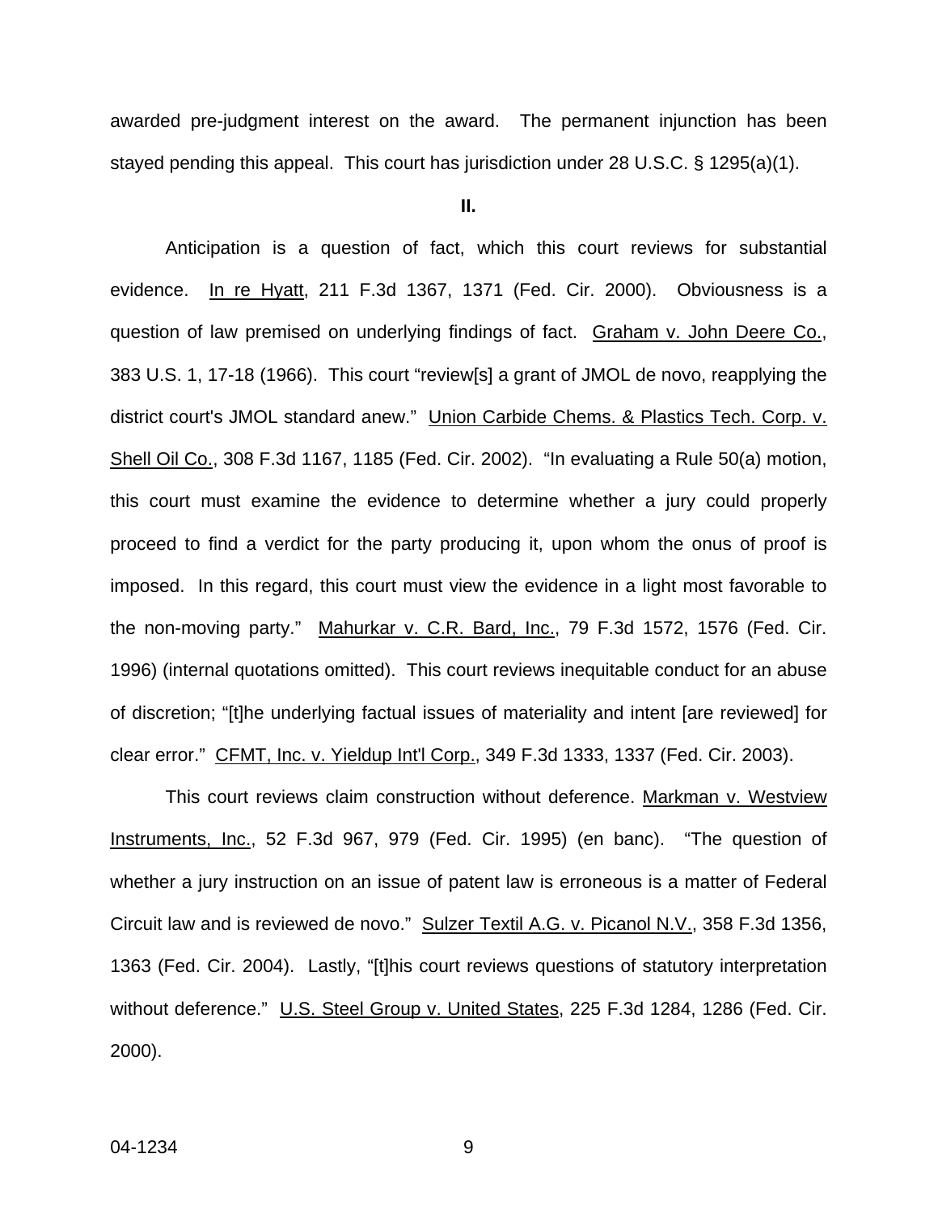awarded pre-judgment interest on the award. The permanent injunction has been stayed pending this appeal. This court has jurisdiction under 28 U.S.C. § 1295(a)(1).

## II.

Anticipation is a question of fact, which this court reviews for substantial evidence. In re Hyatt, 211 F.3d 1367, 1371 (Fed. Cir. 2000). Obviousness is a question of law premised on underlying findings of fact. Graham v. John Deere Co., 383 U.S. 1, 17-18 (1966). This court "review[s] a grant of JMOL de novo, reapplying the district court's JMOL standard anew." Union Carbide Chems. & Plastics Tech. Corp. v. Shell Oil Co., 308 F.3d 1167, 1185 (Fed. Cir. 2002). "In evaluating a Rule 50(a) motion, this court must examine the evidence to determine whether a jury could properly proceed to find a verdict for the party producing it, upon whom the onus of proof is imposed. In this regard, this court must view the evidence in a light most favorable to the non-moving party." Mahurkar v. C.R. Bard, Inc., 79 F.3d 1572, 1576 (Fed. Cir. 1996) (internal quotations omitted). This court reviews inequitable conduct for an abuse of discretion; "[t]he underlying factual issues of materiality and intent [are reviewed] for clear error." CFMT, Inc. v. Yieldup Int'l Corp., 349 F.3d 1333, 1337 (Fed. Cir. 2003).

This court reviews claim construction without deference. Markman v. Westview Instruments, Inc., 52 F.3d 967, 979 (Fed. Cir. 1995) (en banc). "The question of whether a jury instruction on an issue of patent law is erroneous is a matter of Federal Circuit law and is reviewed de novo." Sulzer Textil A.G. v. Picanol N.V., 358 F.3d 1356, 1363 (Fed. Cir. 2004). Lastly, "[t]his court reviews questions of statutory interpretation without deference." U.S. Steel Group v. United States, 225 F.3d 1284, 1286 (Fed. Cir. 2000).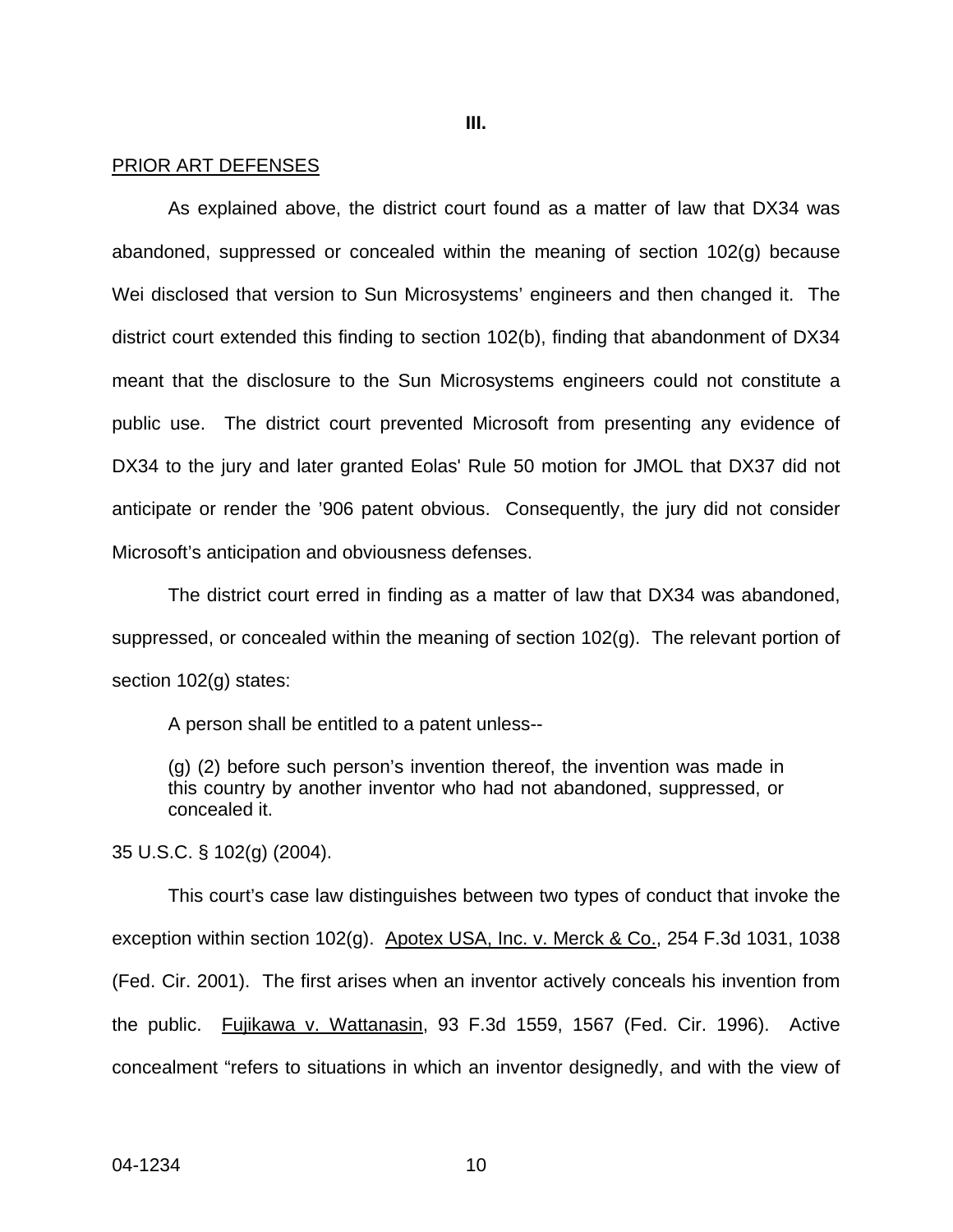**III.**

PRIOR ART DEFENSES

As explained above, the district court found as a matter of law that DX34 was abandoned, suppressed or concealed within the meaning of section 102(g) because Wei disclosed that version to Sun Microsystems' engineers and then changed it. The district court extended this finding to section 102(b), finding that abandonment of DX34 meant that the disclosure to the Sun Microsystems engineers could not constitute a public use. The district court prevented Microsoft from presenting any evidence of DX34 to the jury and later granted Eolas' Rule 50 motion for JMOL that DX37 did not anticipate or render the '906 patent obvious. Consequently, the jury did not consider Microsoft's anticipation and obviousness defenses.

The district court erred in finding as a matter of law that DX34 was abandoned, suppressed, or concealed within the meaning of section 102(g). The relevant portion of section 102(g) states:

> A person shall be entitled to a patent unless--
>
> (g) (2) before such person's invention thereof, the invention was made in this country by another inventor who had not abandoned, suppressed, or concealed it.

35 U.S.C. § 102(g) (2004).

This court's case law distinguishes between two types of conduct that invoke the exception within section 102(g). Apotex USA, Inc. v. Merck & Co., 254 F.3d 1031, 1038 (Fed. Cir. 2001). The first arises when an inventor actively conceals his invention from the public. Fujikawa v. Wattanasin, 93 F.3d 1559, 1567 (Fed. Cir. 1996). Active concealment "refers to situations in which an inventor designedly, and with the view of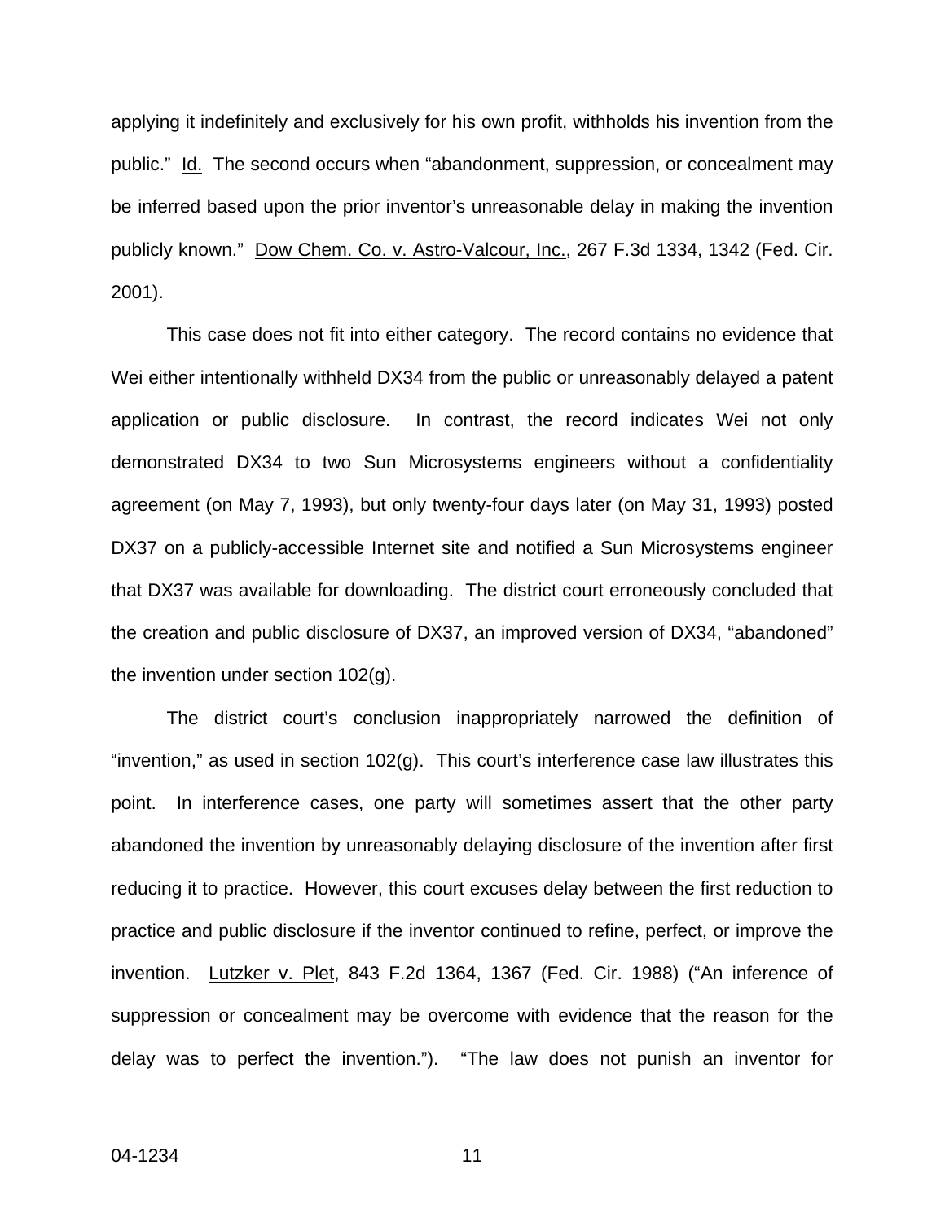applying it indefinitely and exclusively for his own profit, withholds his invention from the public." Id. The second occurs when "abandonment, suppression, or concealment may be inferred based upon the prior inventor's unreasonable delay in making the invention publicly known." Dow Chem. Co. v. Astro-Valcour, Inc., 267 F.3d 1334, 1342 (Fed. Cir. 2001).

This case does not fit into either category. The record contains no evidence that Wei either intentionally withheld DX34 from the public or unreasonably delayed a patent application or public disclosure. In contrast, the record indicates Wei not only demonstrated DX34 to two Sun Microsystems engineers without a confidentiality agreement (on May 7, 1993), but only twenty-four days later (on May 31, 1993) posted DX37 on a publicly-accessible Internet site and notified a Sun Microsystems engineer that DX37 was available for downloading. The district court erroneously concluded that the creation and public disclosure of DX37, an improved version of DX34, "abandoned" the invention under section 102(g).

The district court's conclusion inappropriately narrowed the definition of "invention," as used in section 102(g). This court's interference case law illustrates this point. In interference cases, one party will sometimes assert that the other party abandoned the invention by unreasonably delaying disclosure of the invention after first reducing it to practice. However, this court excuses delay between the first reduction to practice and public disclosure if the inventor continued to refine, perfect, or improve the invention. Lutzker v. Plet, 843 F.2d 1364, 1367 (Fed. Cir. 1988) ("An inference of suppression or concealment may be overcome with evidence that the reason for the delay was to perfect the invention."). "The law does not punish an inventor for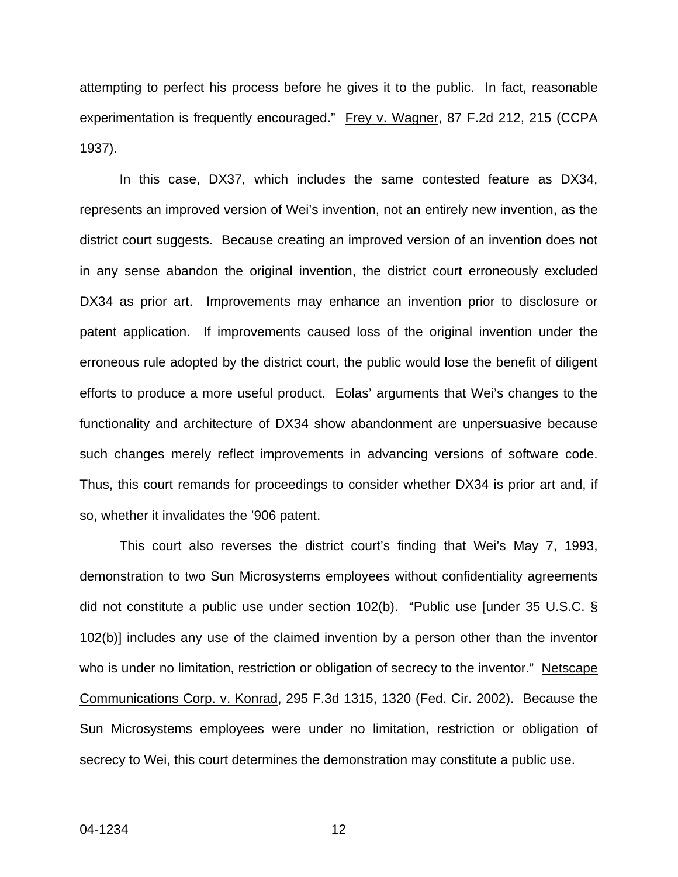attempting to perfect his process before he gives it to the public. In fact, reasonable experimentation is frequently encouraged." Frey v. Wagner, 87 F.2d 212, 215 (CCPA 1937).

In this case, DX37, which includes the same contested feature as DX34, represents an improved version of Wei's invention, not an entirely new invention, as the district court suggests. Because creating an improved version of an invention does not in any sense abandon the original invention, the district court erroneously excluded DX34 as prior art. Improvements may enhance an invention prior to disclosure or patent application. If improvements caused loss of the original invention under the erroneous rule adopted by the district court, the public would lose the benefit of diligent efforts to produce a more useful product. Eolas' arguments that Wei's changes to the functionality and architecture of DX34 show abandonment are unpersuasive because such changes merely reflect improvements in advancing versions of software code. Thus, this court remands for proceedings to consider whether DX34 is prior art and, if so, whether it invalidates the '906 patent.

This court also reverses the district court's finding that Wei's May 7, 1993, demonstration to two Sun Microsystems employees without confidentiality agreements did not constitute a public use under section 102(b). "Public use [under 35 U.S.C. § 102(b)] includes any use of the claimed invention by a person other than the inventor who is under no limitation, restriction or obligation of secrecy to the inventor." Netscape Communications Corp. v. Konrad, 295 F.3d 1315, 1320 (Fed. Cir. 2002). Because the Sun Microsystems employees were under no limitation, restriction or obligation of secrecy to Wei, this court determines the demonstration may constitute a public use.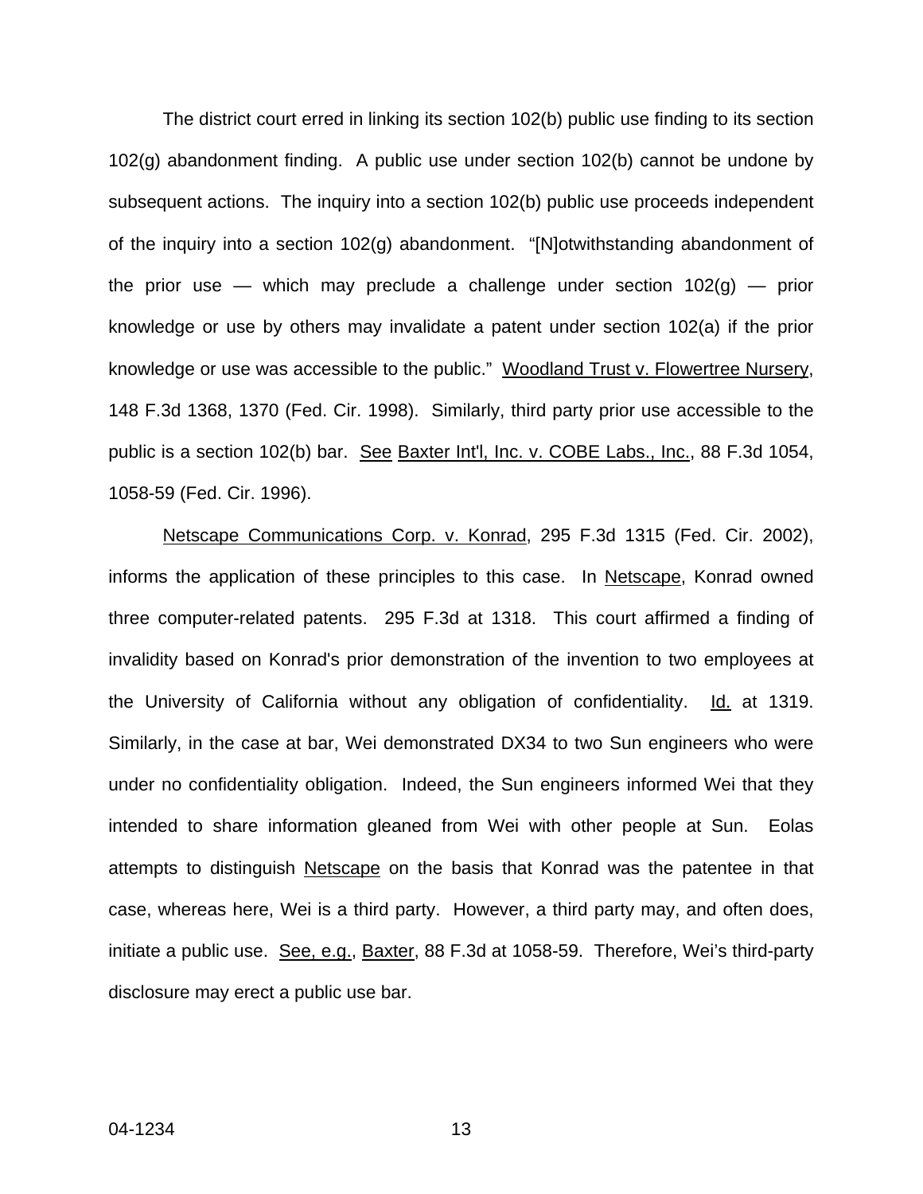The district court erred in linking its section 102(b) public use finding to its section 102(g) abandonment finding. A public use under section 102(b) cannot be undone by subsequent actions. The inquiry into a section 102(b) public use proceeds independent of the inquiry into a section 102(g) abandonment. "[N]otwithstanding abandonment of the prior use — which may preclude a challenge under section 102(g) — prior knowledge or use by others may invalidate a patent under section 102(a) if the prior knowledge or use was accessible to the public." Woodland Trust v. Flowertree Nursery, 148 F.3d 1368, 1370 (Fed. Cir. 1998). Similarly, third party prior use accessible to the public is a section 102(b) bar. See Baxter Int'l, Inc. v. COBE Labs., Inc., 88 F.3d 1054, 1058-59 (Fed. Cir. 1996).

Netscape Communications Corp. v. Konrad, 295 F.3d 1315 (Fed. Cir. 2002), informs the application of these principles to this case. In Netscape, Konrad owned three computer-related patents. 295 F.3d at 1318. This court affirmed a finding of invalidity based on Konrad's prior demonstration of the invention to two employees at the University of California without any obligation of confidentiality. Id. at 1319. Similarly, in the case at bar, Wei demonstrated DX34 to two Sun engineers who were under no confidentiality obligation. Indeed, the Sun engineers informed Wei that they intended to share information gleaned from Wei with other people at Sun. Eolas attempts to distinguish Netscape on the basis that Konrad was the patentee in that case, whereas here, Wei is a third party. However, a third party may, and often does, initiate a public use. See, e.g., Baxter, 88 F.3d at 1058-59. Therefore, Wei's third-party disclosure may erect a public use bar.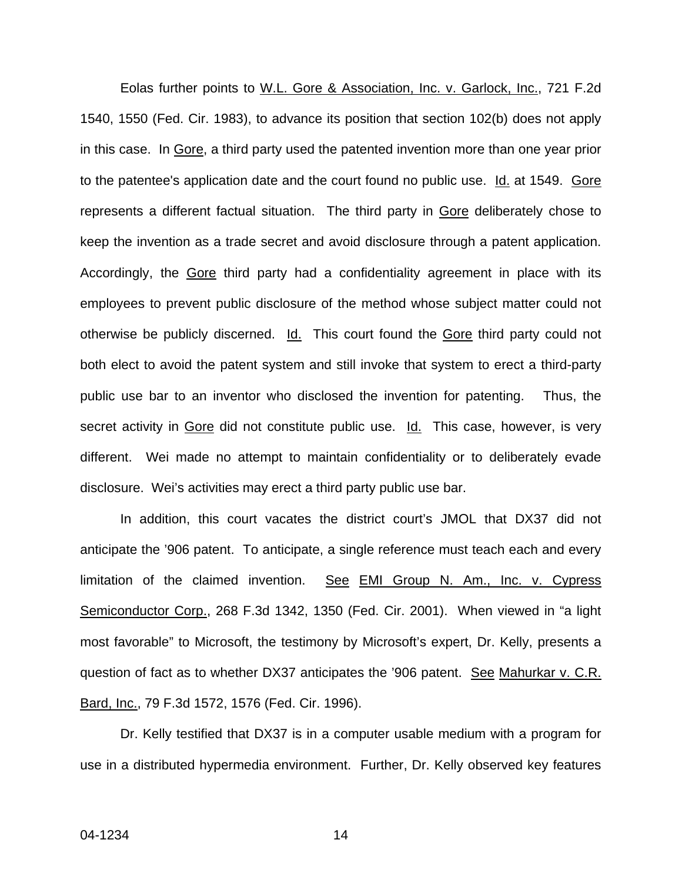Eolas further points to W.L. Gore & Association, Inc. v. Garlock, Inc., 721 F.2d 1540, 1550 (Fed. Cir. 1983), to advance its position that section 102(b) does not apply in this case. In Gore, a third party used the patented invention more than one year prior to the patentee's application date and the court found no public use. Id. at 1549. Gore represents a different factual situation. The third party in Gore deliberately chose to keep the invention as a trade secret and avoid disclosure through a patent application. Accordingly, the Gore third party had a confidentiality agreement in place with its employees to prevent public disclosure of the method whose subject matter could not otherwise be publicly discerned. Id. This court found the Gore third party could not both elect to avoid the patent system and still invoke that system to erect a third-party public use bar to an inventor who disclosed the invention for patenting. Thus, the secret activity in Gore did not constitute public use. Id. This case, however, is very different. Wei made no attempt to maintain confidentiality or to deliberately evade disclosure. Wei's activities may erect a third party public use bar.

In addition, this court vacates the district court's JMOL that DX37 did not anticipate the '906 patent. To anticipate, a single reference must teach each and every limitation of the claimed invention. See EMI Group N. Am., Inc. v. Cypress Semiconductor Corp., 268 F.3d 1342, 1350 (Fed. Cir. 2001). When viewed in "a light most favorable" to Microsoft, the testimony by Microsoft's expert, Dr. Kelly, presents a question of fact as to whether DX37 anticipates the '906 patent. See Mahurkar v. C.R. Bard, Inc., 79 F.3d 1572, 1576 (Fed. Cir. 1996).

Dr. Kelly testified that DX37 is in a computer usable medium with a program for use in a distributed hypermedia environment. Further, Dr. Kelly observed key features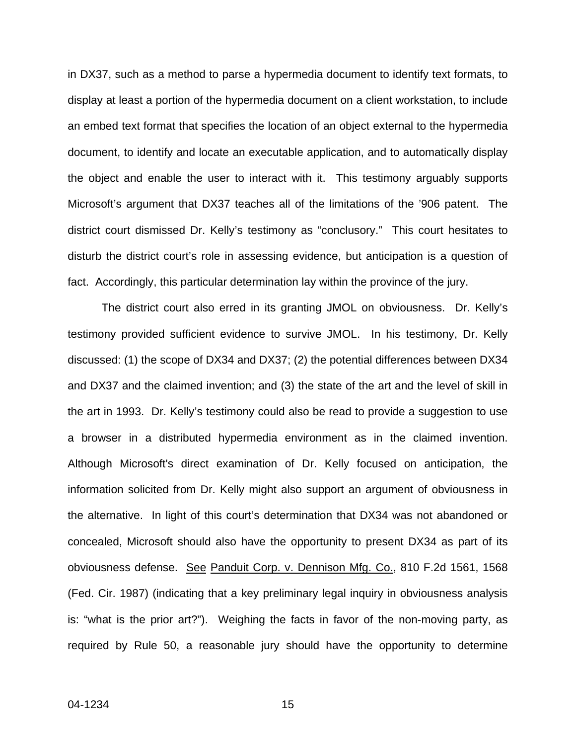in DX37, such as a method to parse a hypermedia document to identify text formats, to display at least a portion of the hypermedia document on a client workstation, to include an embed text format that specifies the location of an object external to the hypermedia document, to identify and locate an executable application, and to automatically display the object and enable the user to interact with it. This testimony arguably supports Microsoft's argument that DX37 teaches all of the limitations of the '906 patent. The district court dismissed Dr. Kelly's testimony as "conclusory." This court hesitates to disturb the district court's role in assessing evidence, but anticipation is a question of fact. Accordingly, this particular determination lay within the province of the jury.

The district court also erred in its granting JMOL on obviousness. Dr. Kelly's testimony provided sufficient evidence to survive JMOL. In his testimony, Dr. Kelly discussed: (1) the scope of DX34 and DX37; (2) the potential differences between DX34 and DX37 and the claimed invention; and (3) the state of the art and the level of skill in the art in 1993. Dr. Kelly's testimony could also be read to provide a suggestion to use a browser in a distributed hypermedia environment as in the claimed invention. Although Microsoft's direct examination of Dr. Kelly focused on anticipation, the information solicited from Dr. Kelly might also support an argument of obviousness in the alternative. In light of this court's determination that DX34 was not abandoned or concealed, Microsoft should also have the opportunity to present DX34 as part of its obviousness defense. See Panduit Corp. v. Dennison Mfg. Co., 810 F.2d 1561, 1568 (Fed. Cir. 1987) (indicating that a key preliminary legal inquiry in obviousness analysis is: "what is the prior art?"). Weighing the facts in favor of the non-moving party, as required by Rule 50, a reasonable jury should have the opportunity to determine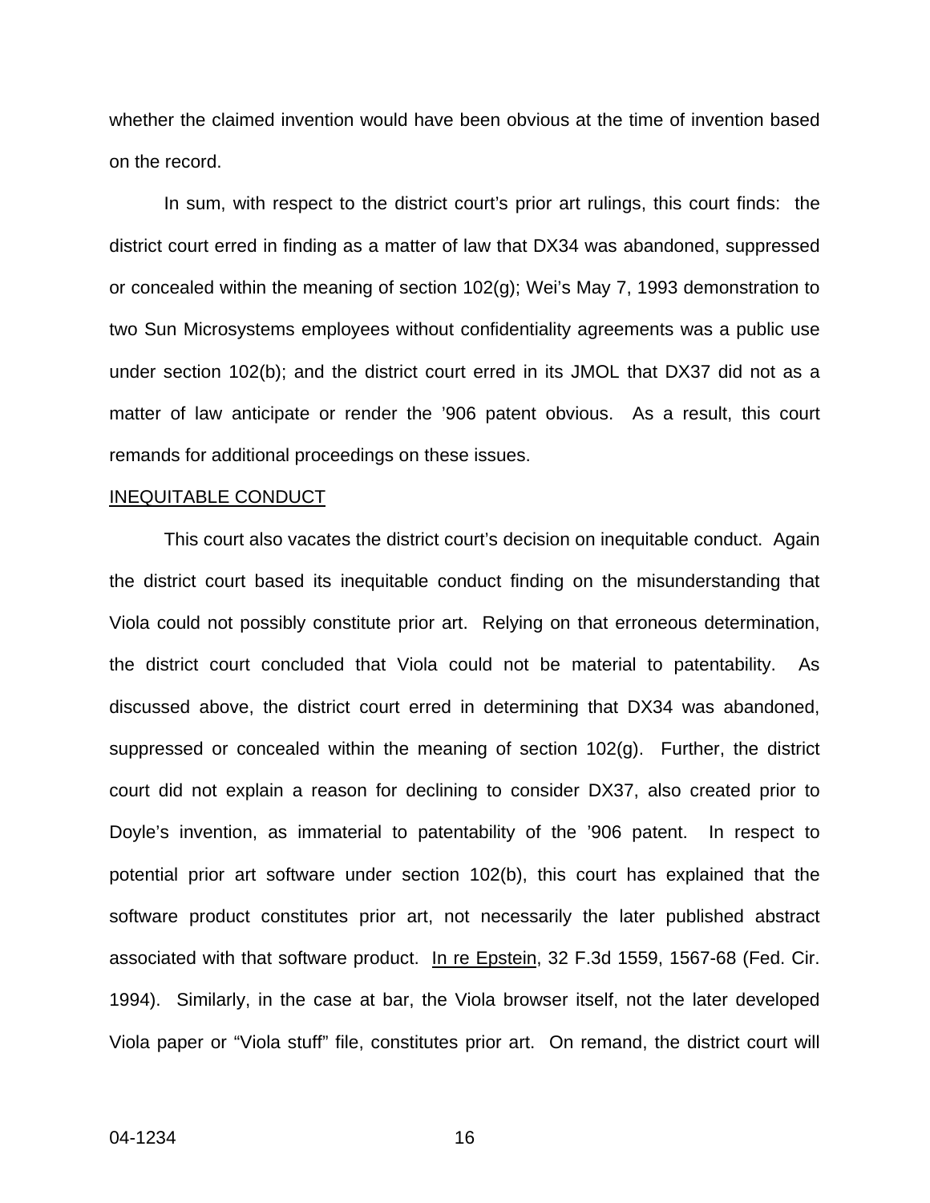whether the claimed invention would have been obvious at the time of invention based on the record.

In sum, with respect to the district court's prior art rulings, this court finds: the district court erred in finding as a matter of law that DX34 was abandoned, suppressed or concealed within the meaning of section 102(g); Wei's May 7, 1993 demonstration to two Sun Microsystems employees without confidentiality agreements was a public use under section 102(b); and the district court erred in its JMOL that DX37 did not as a matter of law anticipate or render the '906 patent obvious. As a result, this court remands for additional proceedings on these issues.

INEQUITABLE CONDUCT

This court also vacates the district court's decision on inequitable conduct. Again the district court based its inequitable conduct finding on the misunderstanding that Viola could not possibly constitute prior art. Relying on that erroneous determination, the district court concluded that Viola could not be material to patentability. As discussed above, the district court erred in determining that DX34 was abandoned, suppressed or concealed within the meaning of section 102(g). Further, the district court did not explain a reason for declining to consider DX37, also created prior to Doyle's invention, as immaterial to patentability of the '906 patent. In respect to potential prior art software under section 102(b), this court has explained that the software product constitutes prior art, not necessarily the later published abstract associated with that software product. In re Epstein, 32 F.3d 1559, 1567-68 (Fed. Cir. 1994). Similarly, in the case at bar, the Viola browser itself, not the later developed Viola paper or "Viola stuff" file, constitutes prior art. On remand, the district court will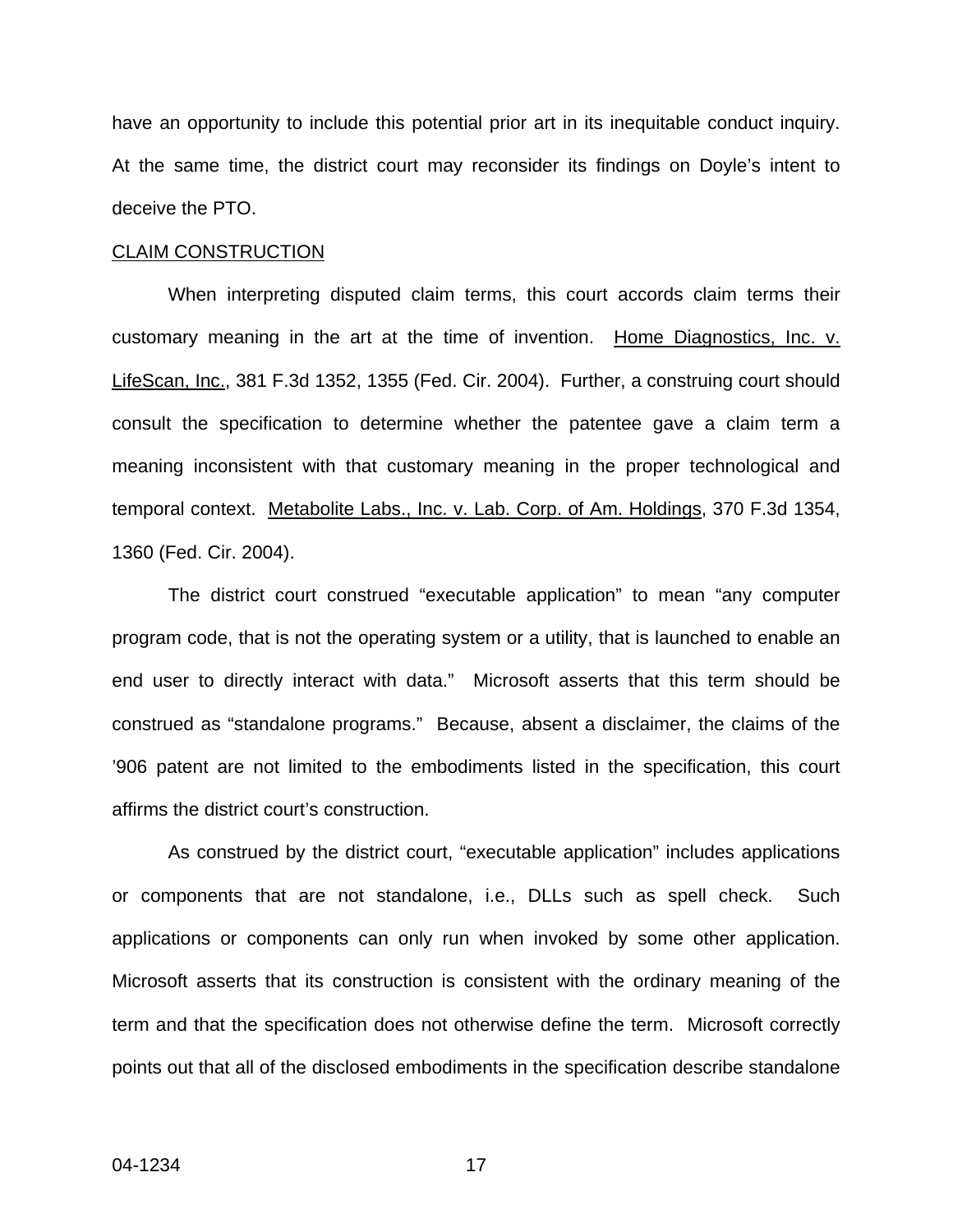have an opportunity to include this potential prior art in its inequitable conduct inquiry. At the same time, the district court may reconsider its findings on Doyle's intent to deceive the PTO.

CLAIM CONSTRUCTION

When interpreting disputed claim terms, this court accords claim terms their customary meaning in the art at the time of invention. Home Diagnostics, Inc. v. LifeScan, Inc., 381 F.3d 1352, 1355 (Fed. Cir. 2004). Further, a construing court should consult the specification to determine whether the patentee gave a claim term a meaning inconsistent with that customary meaning in the proper technological and temporal context. Metabolite Labs., Inc. v. Lab. Corp. of Am. Holdings, 370 F.3d 1354, 1360 (Fed. Cir. 2004).

The district court construed "executable application" to mean "any computer program code, that is not the operating system or a utility, that is launched to enable an end user to directly interact with data." Microsoft asserts that this term should be construed as "standalone programs." Because, absent a disclaimer, the claims of the '906 patent are not limited to the embodiments listed in the specification, this court affirms the district court's construction.

As construed by the district court, "executable application" includes applications or components that are not standalone, i.e., DLLs such as spell check. Such applications or components can only run when invoked by some other application. Microsoft asserts that its construction is consistent with the ordinary meaning of the term and that the specification does not otherwise define the term. Microsoft correctly points out that all of the disclosed embodiments in the specification describe standalone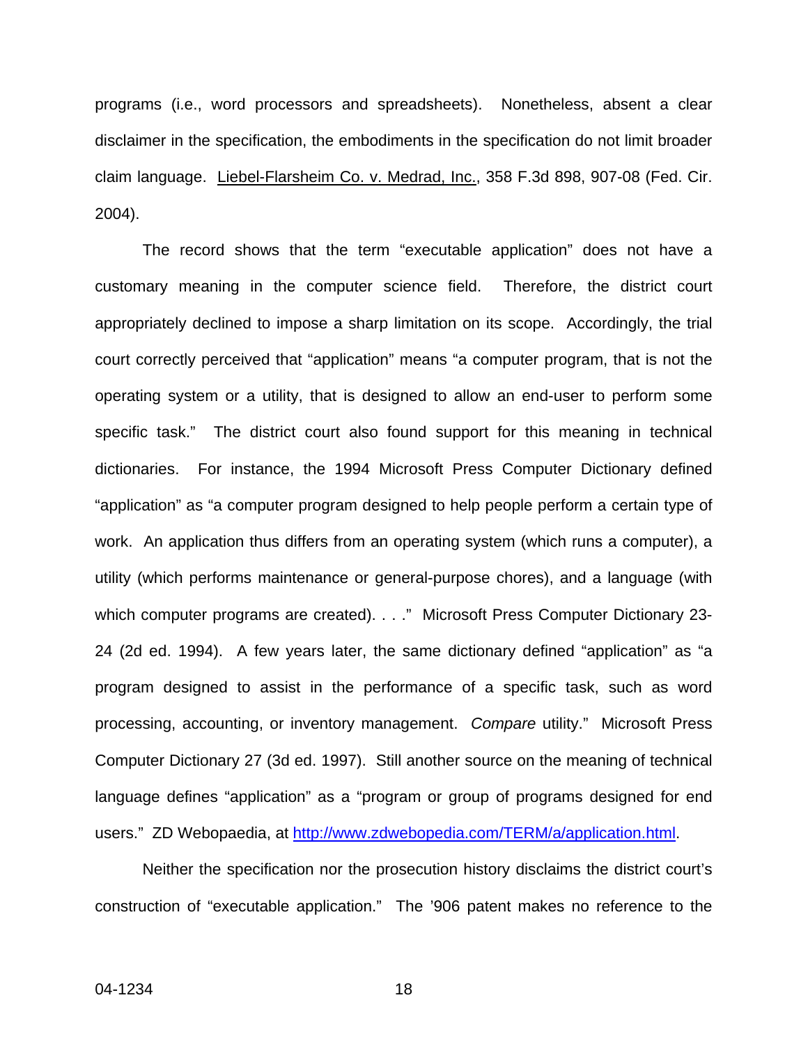programs (i.e., word processors and spreadsheets). Nonetheless, absent a clear disclaimer in the specification, the embodiments in the specification do not limit broader claim language. Liebel-Flarsheim Co. v. Medrad, Inc., 358 F.3d 898, 907-08 (Fed. Cir. 2004).

The record shows that the term "executable application" does not have a customary meaning in the computer science field. Therefore, the district court appropriately declined to impose a sharp limitation on its scope. Accordingly, the trial court correctly perceived that "application" means "a computer program, that is not the operating system or a utility, that is designed to allow an end-user to perform some specific task." The district court also found support for this meaning in technical dictionaries. For instance, the 1994 Microsoft Press Computer Dictionary defined "application" as "a computer program designed to help people perform a certain type of work. An application thus differs from an operating system (which runs a computer), a utility (which performs maintenance or general-purpose chores), and a language (with which computer programs are created). . . ." Microsoft Press Computer Dictionary 23-24 (2d ed. 1994). A few years later, the same dictionary defined "application" as "a program designed to assist in the performance of a specific task, such as word processing, accounting, or inventory management. *Compare* utility." Microsoft Press Computer Dictionary 27 (3d ed. 1997). Still another source on the meaning of technical language defines "application" as a "program or group of programs designed for end users." ZD Webopaedia, at http://www.zdwebopedia.com/TERM/a/application.html.

Neither the specification nor the prosecution history disclaims the district court's construction of "executable application." The '906 patent makes no reference to the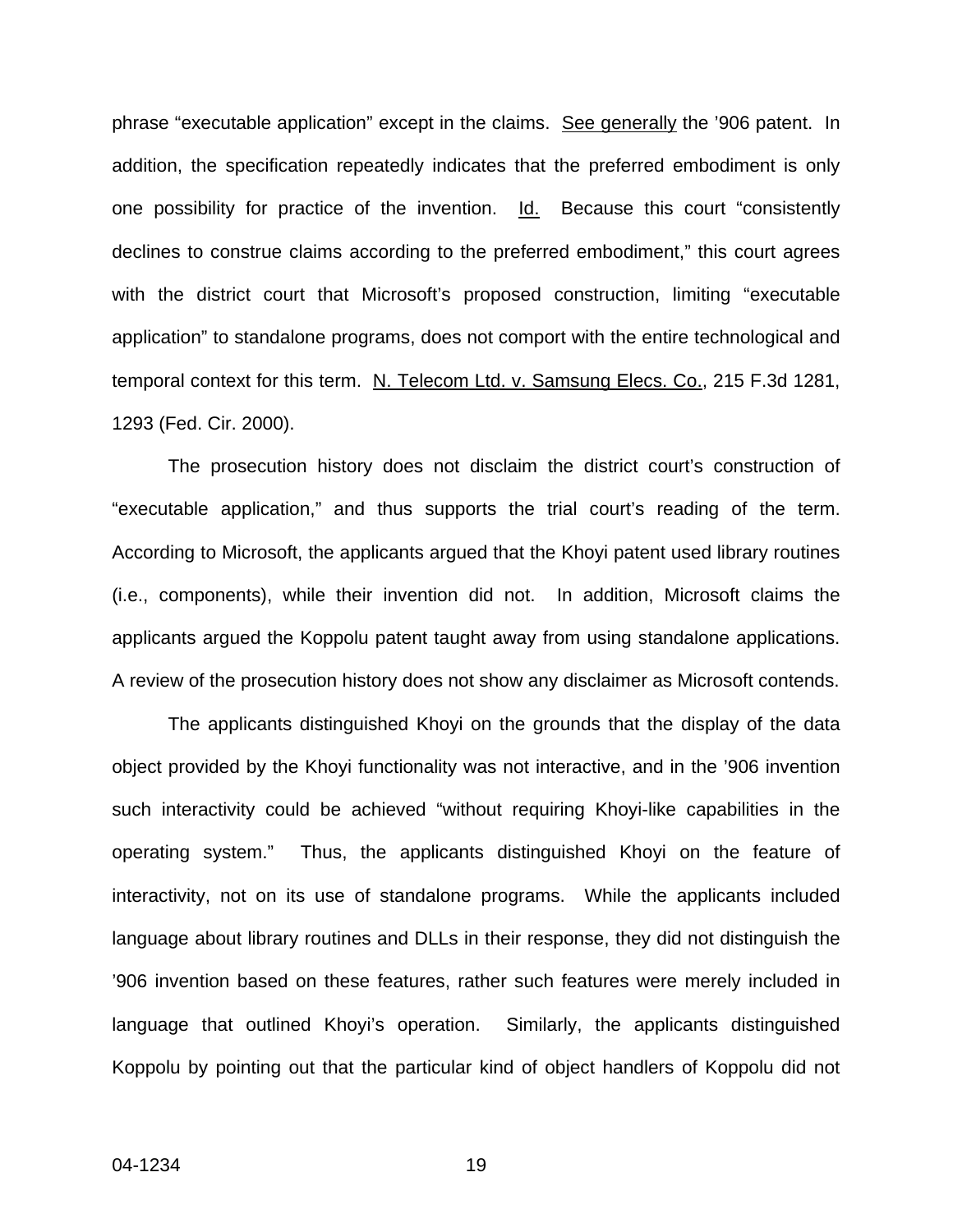phrase "executable application" except in the claims. See generally the '906 patent. In addition, the specification repeatedly indicates that the preferred embodiment is only one possibility for practice of the invention. Id. Because this court "consistently declines to construe claims according to the preferred embodiment," this court agrees with the district court that Microsoft's proposed construction, limiting "executable application" to standalone programs, does not comport with the entire technological and temporal context for this term. N. Telecom Ltd. v. Samsung Elecs. Co., 215 F.3d 1281, 1293 (Fed. Cir. 2000).

The prosecution history does not disclaim the district court's construction of "executable application," and thus supports the trial court's reading of the term. According to Microsoft, the applicants argued that the Khoyi patent used library routines (i.e., components), while their invention did not. In addition, Microsoft claims the applicants argued the Koppolu patent taught away from using standalone applications. A review of the prosecution history does not show any disclaimer as Microsoft contends.

The applicants distinguished Khoyi on the grounds that the display of the data object provided by the Khoyi functionality was not interactive, and in the '906 invention such interactivity could be achieved "without requiring Khoyi-like capabilities in the operating system." Thus, the applicants distinguished Khoyi on the feature of interactivity, not on its use of standalone programs. While the applicants included language about library routines and DLLs in their response, they did not distinguish the '906 invention based on these features, rather such features were merely included in language that outlined Khoyi's operation. Similarly, the applicants distinguished Koppolu by pointing out that the particular kind of object handlers of Koppolu did not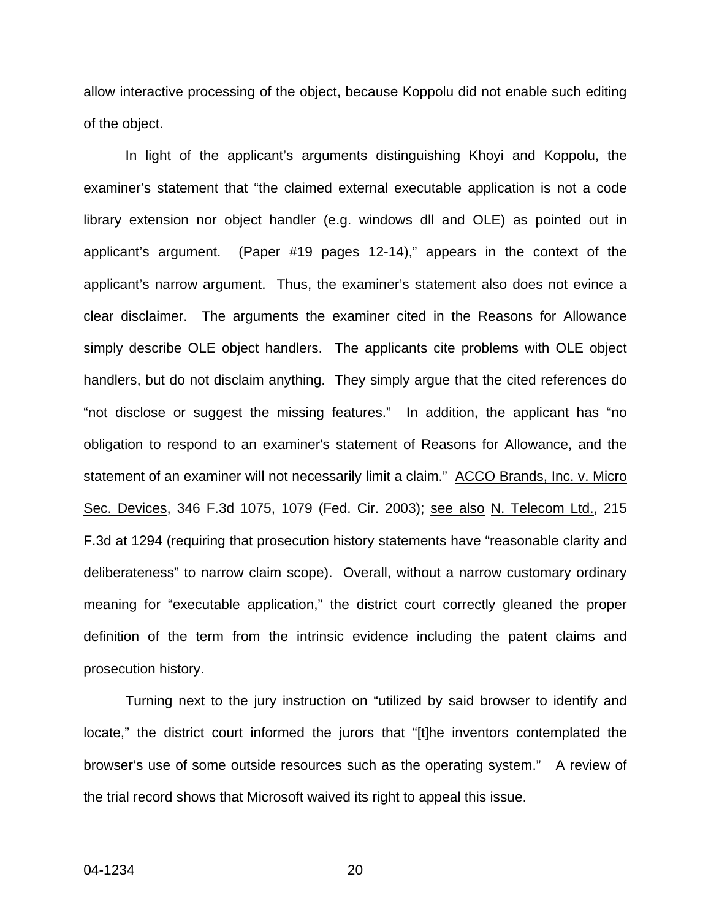allow interactive processing of the object, because Koppolu did not enable such editing of the object.

In light of the applicant's arguments distinguishing Khoyi and Koppolu, the examiner's statement that "the claimed external executable application is not a code library extension nor object handler (e.g. windows dll and OLE) as pointed out in applicant's argument. (Paper #19 pages 12-14)," appears in the context of the applicant's narrow argument. Thus, the examiner's statement also does not evince a clear disclaimer. The arguments the examiner cited in the Reasons for Allowance simply describe OLE object handlers. The applicants cite problems with OLE object handlers, but do not disclaim anything. They simply argue that the cited references do "not disclose or suggest the missing features." In addition, the applicant has "no obligation to respond to an examiner's statement of Reasons for Allowance, and the statement of an examiner will not necessarily limit a claim." <u>ACCO Brands, Inc. v. Micro Sec. Devices</u>, 346 F.3d 1075, 1079 (Fed. Cir. 2003); <u>see also</u> <u>N. Telecom Ltd.</u>, 215 F.3d at 1294 (requiring that prosecution history statements have "reasonable clarity and deliberateness" to narrow claim scope). Overall, without a narrow customary ordinary meaning for "executable application," the district court correctly gleaned the proper definition of the term from the intrinsic evidence including the patent claims and prosecution history.

Turning next to the jury instruction on "utilized by said browser to identify and locate," the district court informed the jurors that "[t]he inventors contemplated the browser's use of some outside resources such as the operating system." A review of the trial record shows that Microsoft waived its right to appeal this issue.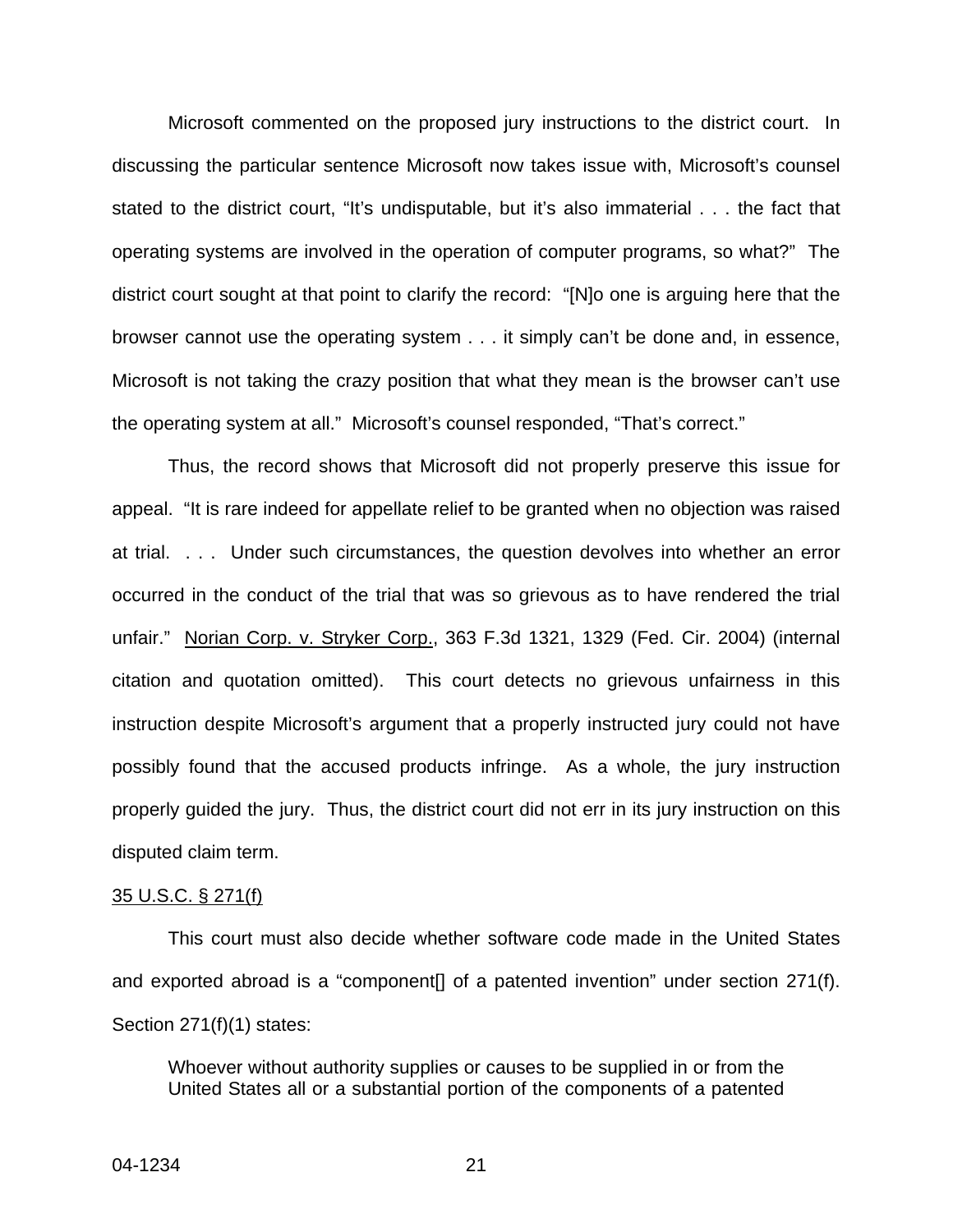Microsoft commented on the proposed jury instructions to the district court. In discussing the particular sentence Microsoft now takes issue with, Microsoft's counsel stated to the district court, "It's undisputable, but it's also immaterial . . . the fact that operating systems are involved in the operation of computer programs, so what?" The district court sought at that point to clarify the record: "[N]o one is arguing here that the browser cannot use the operating system . . . it simply can't be done and, in essence, Microsoft is not taking the crazy position that what they mean is the browser can't use the operating system at all." Microsoft's counsel responded, "That's correct."

Thus, the record shows that Microsoft did not properly preserve this issue for appeal. "It is rare indeed for appellate relief to be granted when no objection was raised at trial. . . . Under such circumstances, the question devolves into whether an error occurred in the conduct of the trial that was so grievous as to have rendered the trial unfair." Norian Corp. v. Stryker Corp., 363 F.3d 1321, 1329 (Fed. Cir. 2004) (internal citation and quotation omitted). This court detects no grievous unfairness in this instruction despite Microsoft's argument that a properly instructed jury could not have possibly found that the accused products infringe. As a whole, the jury instruction properly guided the jury. Thus, the district court did not err in its jury instruction on this disputed claim term.

35 U.S.C. § 271(f)

This court must also decide whether software code made in the United States and exported abroad is a "component[] of a patented invention" under section 271(f). Section 271(f)(1) states:

> Whoever without authority supplies or causes to be supplied in or from the United States all or a substantial portion of the components of a patented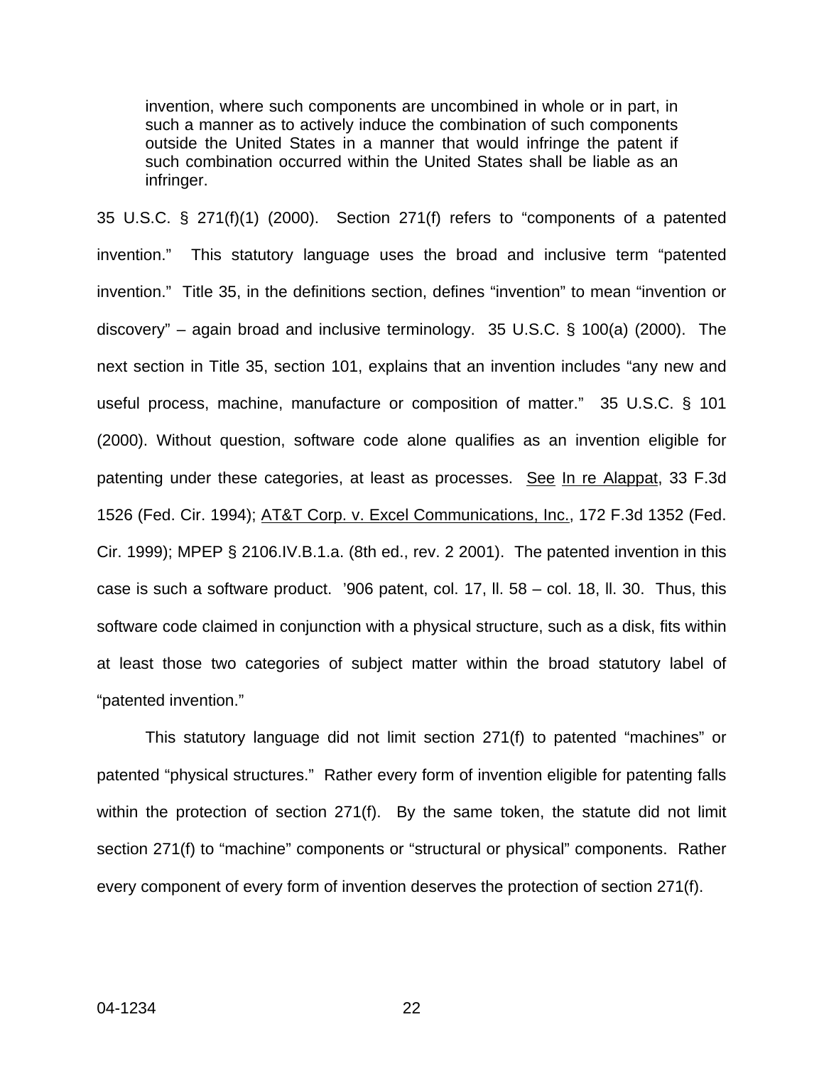> invention, where such components are uncombined in whole or in part, in such a manner as to actively induce the combination of such components outside the United States in a manner that would infringe the patent if such combination occurred within the United States shall be liable as an infringer.

35 U.S.C. § 271(f)(1) (2000). Section 271(f) refers to "components of a patented invention." This statutory language uses the broad and inclusive term "patented invention." Title 35, in the definitions section, defines "invention" to mean "invention or discovery" – again broad and inclusive terminology. 35 U.S.C. § 100(a) (2000). The next section in Title 35, section 101, explains that an invention includes "any new and useful process, machine, manufacture or composition of matter." 35 U.S.C. § 101 (2000). Without question, software code alone qualifies as an invention eligible for patenting under these categories, at least as processes. See In re Alappat, 33 F.3d 1526 (Fed. Cir. 1994); AT&T Corp. v. Excel Communications, Inc., 172 F.3d 1352 (Fed. Cir. 1999); MPEP § 2106.IV.B.1.a. (8th ed., rev. 2 2001). The patented invention in this case is such a software product. '906 patent, col. 17, ll. 58 – col. 18, ll. 30. Thus, this software code claimed in conjunction with a physical structure, such as a disk, fits within at least those two categories of subject matter within the broad statutory label of "patented invention."

This statutory language did not limit section 271(f) to patented "machines" or patented "physical structures." Rather every form of invention eligible for patenting falls within the protection of section 271(f). By the same token, the statute did not limit section 271(f) to "machine" components or "structural or physical" components. Rather every component of every form of invention deserves the protection of section 271(f).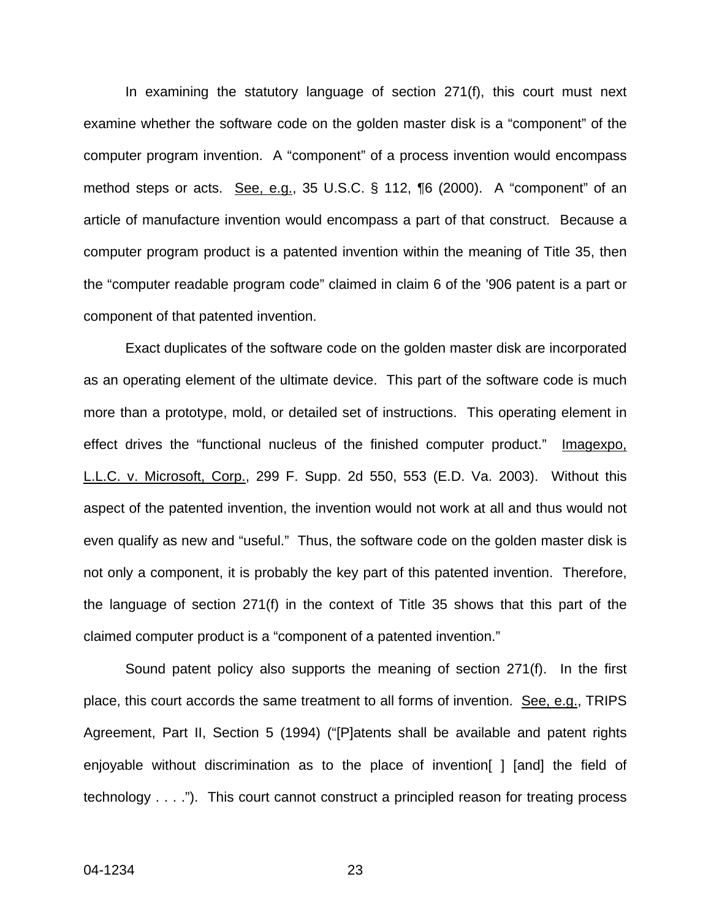In examining the statutory language of section 271(f), this court must next examine whether the software code on the golden master disk is a "component" of the computer program invention. A "component" of a process invention would encompass method steps or acts. See, e.g., 35 U.S.C. § 112, ¶6 (2000). A "component" of an article of manufacture invention would encompass a part of that construct. Because a computer program product is a patented invention within the meaning of Title 35, then the "computer readable program code" claimed in claim 6 of the '906 patent is a part or component of that patented invention.

Exact duplicates of the software code on the golden master disk are incorporated as an operating element of the ultimate device. This part of the software code is much more than a prototype, mold, or detailed set of instructions. This operating element in effect drives the "functional nucleus of the finished computer product." Imagexpo, L.L.C. v. Microsoft, Corp., 299 F. Supp. 2d 550, 553 (E.D. Va. 2003). Without this aspect of the patented invention, the invention would not work at all and thus would not even qualify as new and "useful." Thus, the software code on the golden master disk is not only a component, it is probably the key part of this patented invention. Therefore, the language of section 271(f) in the context of Title 35 shows that this part of the claimed computer product is a "component of a patented invention."

Sound patent policy also supports the meaning of section 271(f). In the first place, this court accords the same treatment to all forms of invention. See, e.g., TRIPS Agreement, Part II, Section 5 (1994) ("[P]atents shall be available and patent rights enjoyable without discrimination as to the place of invention[ ] [and] the field of technology . . . ."). This court cannot construct a principled reason for treating process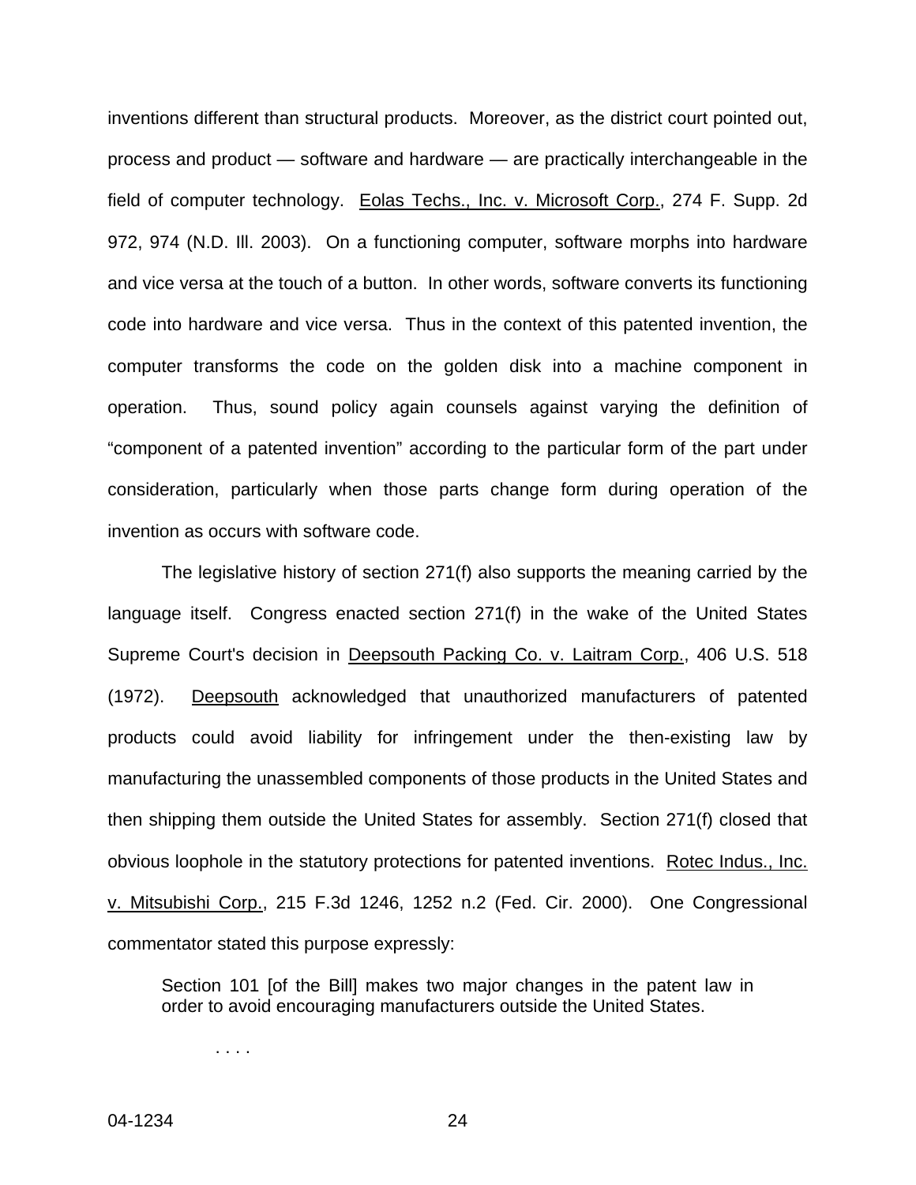inventions different than structural products. Moreover, as the district court pointed out, process and product — software and hardware — are practically interchangeable in the field of computer technology. Eolas Techs., Inc. v. Microsoft Corp., 274 F. Supp. 2d 972, 974 (N.D. Ill. 2003). On a functioning computer, software morphs into hardware and vice versa at the touch of a button. In other words, software converts its functioning code into hardware and vice versa. Thus in the context of this patented invention, the computer transforms the code on the golden disk into a machine component in operation. Thus, sound policy again counsels against varying the definition of "component of a patented invention" according to the particular form of the part under consideration, particularly when those parts change form during operation of the invention as occurs with software code.

The legislative history of section 271(f) also supports the meaning carried by the language itself. Congress enacted section 271(f) in the wake of the United States Supreme Court's decision in Deepsouth Packing Co. v. Laitram Corp., 406 U.S. 518 (1972). Deepsouth acknowledged that unauthorized manufacturers of patented products could avoid liability for infringement under the then-existing law by manufacturing the unassembled components of those products in the United States and then shipping them outside the United States for assembly. Section 271(f) closed that obvious loophole in the statutory protections for patented inventions. Rotec Indus., Inc. v. Mitsubishi Corp., 215 F.3d 1246, 1252 n.2 (Fed. Cir. 2000). One Congressional commentator stated this purpose expressly:

> Section 101 [of the Bill] makes two major changes in the patent law in order to avoid encouraging manufacturers outside the United States.
>
> . . . .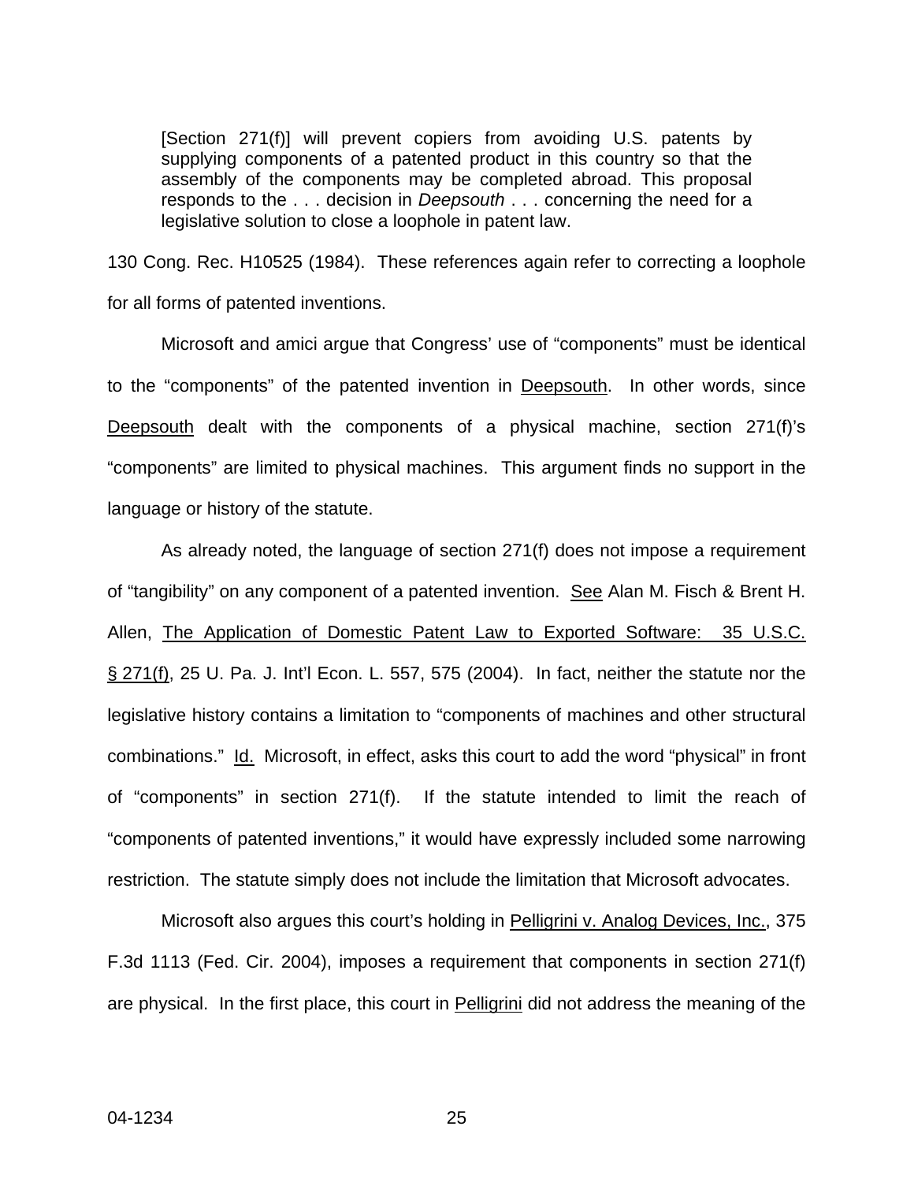> [Section 271(f)] will prevent copiers from avoiding U.S. patents by supplying components of a patented product in this country so that the assembly of the components may be completed abroad. This proposal responds to the . . . decision in *Deepsouth* . . . concerning the need for a legislative solution to close a loophole in patent law.

130 Cong. Rec. H10525 (1984). These references again refer to correcting a loophole for all forms of patented inventions.

Microsoft and amici argue that Congress' use of "components" must be identical to the "components" of the patented invention in Deepsouth. In other words, since Deepsouth dealt with the components of a physical machine, section 271(f)'s "components" are limited to physical machines. This argument finds no support in the language or history of the statute.

As already noted, the language of section 271(f) does not impose a requirement of "tangibility" on any component of a patented invention. See Alan M. Fisch & Brent H. Allen, The Application of Domestic Patent Law to Exported Software: 35 U.S.C. § 271(f), 25 U. Pa. J. Int'l Econ. L. 557, 575 (2004). In fact, neither the statute nor the legislative history contains a limitation to "components of machines and other structural combinations." Id. Microsoft, in effect, asks this court to add the word "physical" in front of "components" in section 271(f). If the statute intended to limit the reach of "components of patented inventions," it would have expressly included some narrowing restriction. The statute simply does not include the limitation that Microsoft advocates.

Microsoft also argues this court's holding in Pelligrini v. Analog Devices, Inc., 375 F.3d 1113 (Fed. Cir. 2004), imposes a requirement that components in section 271(f) are physical. In the first place, this court in Pelligrini did not address the meaning of the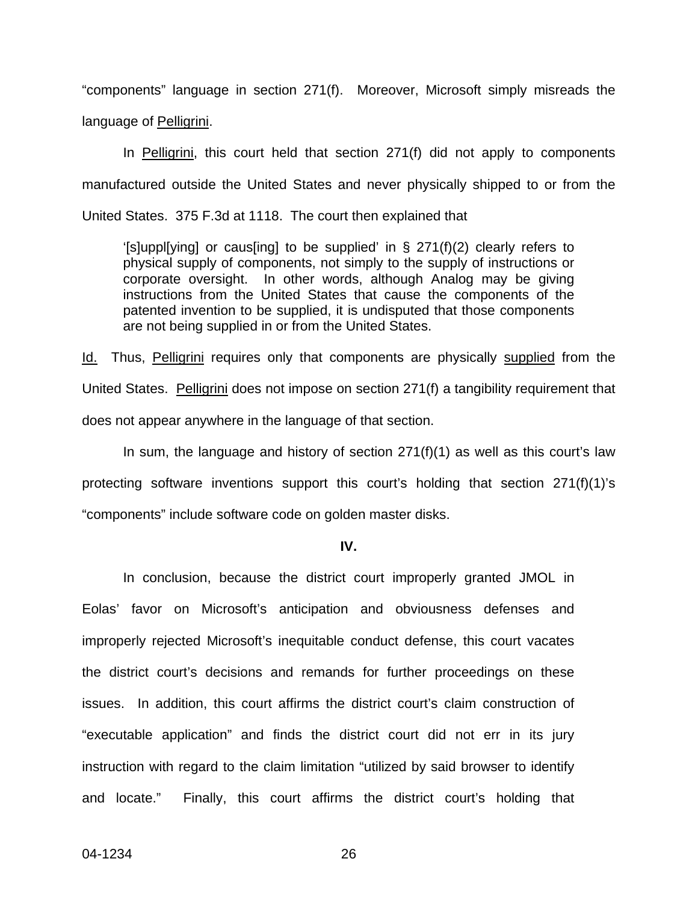"components" language in section 271(f). Moreover, Microsoft simply misreads the language of Pelligrini.

In Pelligrini, this court held that section 271(f) did not apply to components manufactured outside the United States and never physically shipped to or from the United States. 375 F.3d at 1118. The court then explained that

> '[s]uppl[ying] or caus[ing] to be supplied' in § 271(f)(2) clearly refers to physical supply of components, not simply to the supply of instructions or corporate oversight. In other words, although Analog may be giving instructions from the United States that cause the components of the patented invention to be supplied, it is undisputed that those components are not being supplied in or from the United States.

Id. Thus, Pelligrini requires only that components are physically supplied from the United States. Pelligrini does not impose on section 271(f) a tangibility requirement that does not appear anywhere in the language of that section.

In sum, the language and history of section 271(f)(1) as well as this court's law protecting software inventions support this court's holding that section 271(f)(1)'s "components" include software code on golden master disks.

**IV.**

In conclusion, because the district court improperly granted JMOL in Eolas' favor on Microsoft's anticipation and obviousness defenses and improperly rejected Microsoft's inequitable conduct defense, this court vacates the district court's decisions and remands for further proceedings on these issues. In addition, this court affirms the district court's claim construction of "executable application" and finds the district court did not err in its jury instruction with regard to the claim limitation "utilized by said browser to identify and locate." Finally, this court affirms the district court's holding that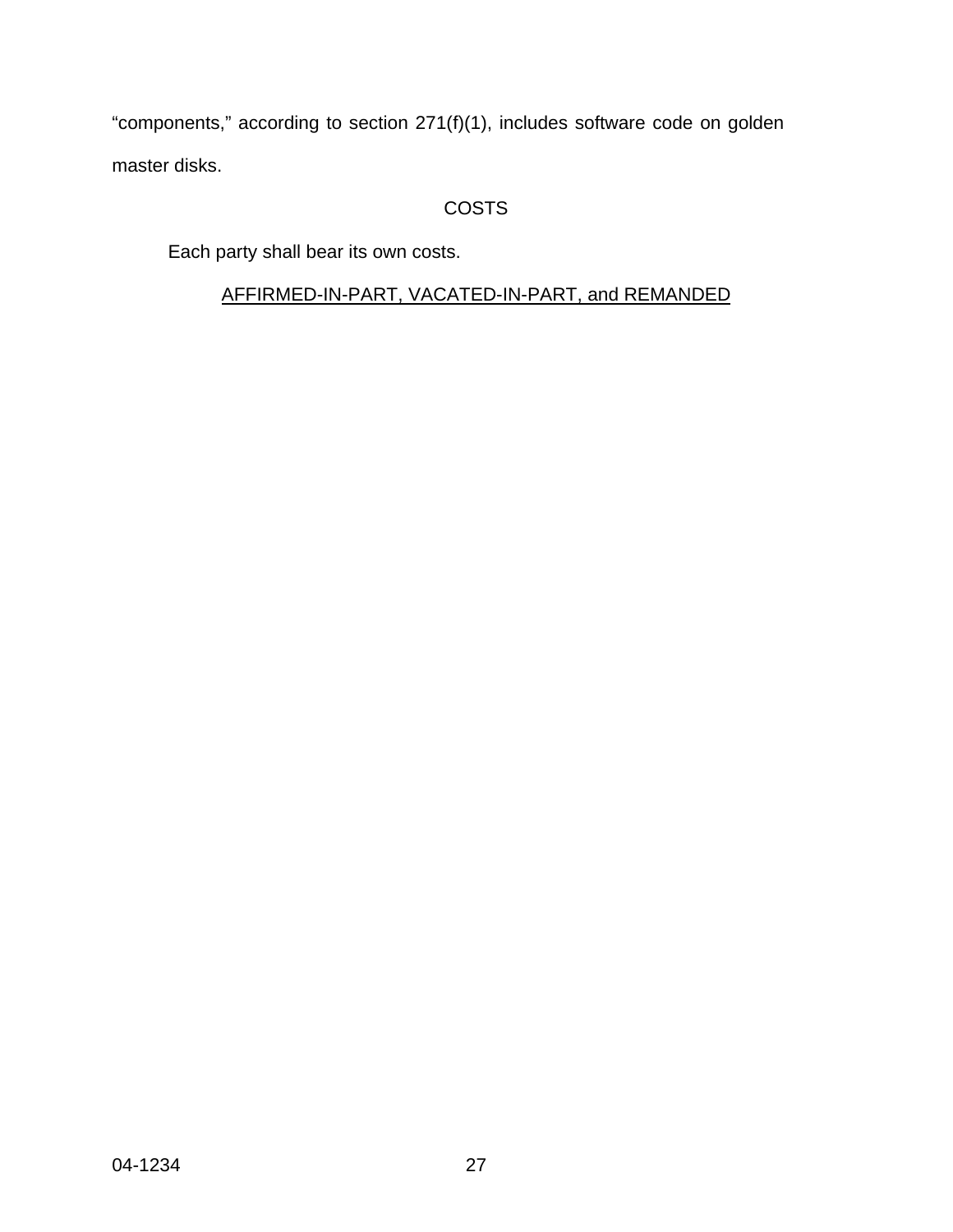"components," according to section 271(f)(1), includes software code on golden master disks.

## COSTS

Each party shall bear its own costs.

AFFIRMED-IN-PART, VACATED-IN-PART, and REMANDED